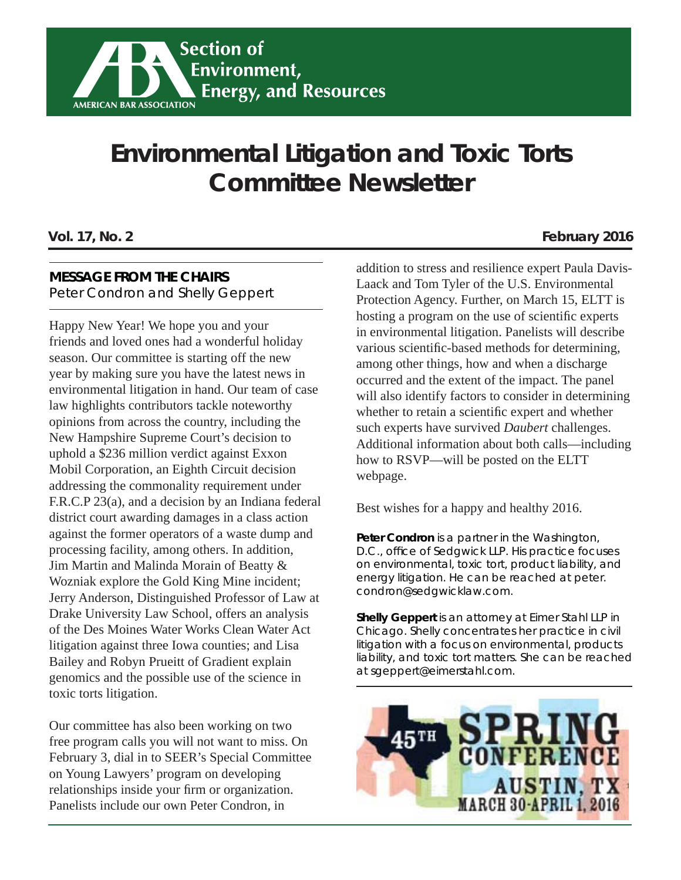Section of Environment, Energy, and Resources

AMERICAN BAR ASSOCIATION

# Environmental Litigation and Toxic Torts Committee Newsletter

**Vol. 17, No. 2** **February 2016**

## MESSAGE FROM THE CHAIRS

Peter Condron and Shelly Geppert

Happy New Year! We hope you and your friends and loved ones had a wonderful holiday season. Our committee is starting off the new year by making sure you have the latest news in environmental litigation in hand. Our team of case law highlights contributors tackle noteworthy opinions from across the country, including the New Hampshire Supreme Court's decision to uphold a $236 million verdict against Exxon Mobil Corporation, an Eighth Circuit decision addressing the commonality requirement under F.R.C.P 23(a), and a decision by an Indiana federal district court awarding damages in a class action against the former operators of a waste dump and processing facility, among others. In addition, Jim Martin and Malinda Morain of Beatty & Wozniak explore the Gold King Mine incident; Jerry Anderson, Distinguished Professor of Law at Drake University Law School, offers an analysis of the Des Moines Water Works Clean Water Act litigation against three Iowa counties; and Lisa Bailey and Robyn Prueitt of Gradient explain genomics and the possible use of the science in toxic torts litigation.

Our committee has also been working on two free program calls you will not want to miss. On February 3, dial in to SEER's Special Committee on Young Lawyers' program on developing relationships inside your firm or organization. Panelists include our own Peter Condron, in addition to stress and resilience expert Paula Davis-Laack and Tom Tyler of the U.S. Environmental Protection Agency. Further, on March 15, ELTT is hosting a program on the use of scientific experts in environmental litigation. Panelists will describe various scientific-based methods for determining, among other things, how and when a discharge occurred and the extent of the impact. The panel will also identify factors to consider in determining whether to retain a scientific expert and whether such experts have survived *Daubert* challenges. Additional information about both calls—including how to RSVP—will be posted on the ELTT webpage.

Best wishes for a happy and healthy 2016.

**Peter Condron** is a partner in the Washington, D.C., office of Sedgwick LLP. His practice focuses on environmental, toxic tort, product liability, and energy litigation. He can be reached at peter.condron@sedgwicklaw.com.

**Shelly Geppert** is an attorney at Eimer Stahl LLP in Chicago. Shelly concentrates her practice in civil litigation with a focus on environmental, products liability, and toxic tort matters. She can be reached at sgeppert@eimerstahl.com.

45TH SPRING CONFERENCE
AUSTIN, TX
MARCH 30-APRIL 1, 2016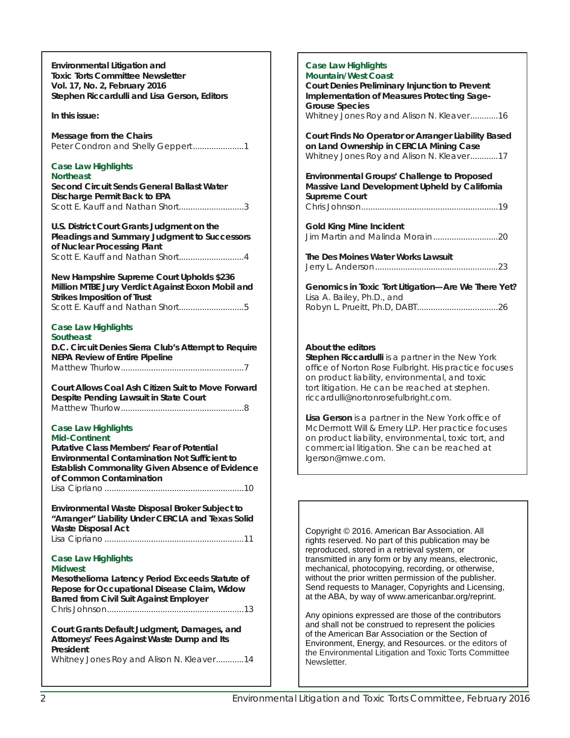**Environmental Litigation and Toxic Torts Committee Newsletter**
**Vol. 17, No. 2, February 2016**
**Stephen Riccardulli and Lisa Gerson, Editors**

**In this issue:**

**Message from the Chairs**
Peter Condron and Shelly Geppert......................1

## Case Law Highlights
### Northeast

**Second Circuit Sends General Ballast Water Discharge Permit Back to EPA**
Scott E. Kauff and Nathan Short............................3

**U.S. District Court Grants Judgment on the Pleadings and Summary Judgment to Successors of Nuclear Processing Plant**
Scott E. Kauff and Nathan Short............................4

**New Hampshire Supreme Court Upholds $236 Million MTBE Jury Verdict Against Exxon Mobil and Strikes Imposition of Trust**
Scott E. Kauff and Nathan Short............................5

## Case Law Highlights
### Southeast

**D.C. Circuit Denies Sierra Club's Attempt to Require NEPA Review of Entire Pipeline**
Matthew Thurlow.....................................................7

**Court Allows Coal Ash Citizen Suit to Move Forward Despite Pending Lawsuit in State Court**
Matthew Thurlow.....................................................8

## Case Law Highlights
### Mid-Continent

**Putative Class Members' Fear of Potential Environmental Contamination Not Sufficient to Establish Commonality Given Absence of Evidence of Common Contamination**
Lisa Cipriano ............................................................10

**Environmental Waste Disposal Broker Subject to "Arranger" Liability Under CERCLA and Texas Solid Waste Disposal Act**
Lisa Cipriano ............................................................11

## Case Law Highlights
### Midwest

**Mesothelioma Latency Period Exceeds Statute of Repose for Occupational Disease Claim, Widow Barred from Civil Suit Against Employer**
Chris Johnson...........................................................13

**Court Grants Default Judgment, Damages, and Attorneys' Fees Against Waste Dump and Its President**
Whitney Jones Roy and Alison N. Kleaver............14

## Case Law Highlights
### Mountain/West Coast

**Court Denies Preliminary Injunction to Prevent Implementation of Measures Protecting Sage-Grouse Species**
Whitney Jones Roy and Alison N. Kleaver............16

**Court Finds No Operator or Arranger Liability Based on Land Ownership in CERCLA Mining Case**
Whitney Jones Roy and Alison N. Kleaver............17

**Environmental Groups' Challenge to Proposed Massive Land Development Upheld by California Supreme Court**
Chris Johnson...........................................................19

**Gold King Mine Incident**
Jim Martin and Malinda Morain............................20

**The Des Moines Water Works Lawsuit**
Jerry L. Anderson.....................................................23

**Genomics in Toxic Tort Litigation—Are We There Yet?**
Lisa A. Bailey, Ph.D., and
Robyn L. Prueitt, Ph.D, DABT...................................26

**About the editors**

**Stephen Riccardulli** is a partner in the New York office of Norton Rose Fulbright. His practice focuses on product liability, environmental, and toxic tort litigation. He can be reached at stephen.riccardulli@nortonrosefulbright.com.

**Lisa Gerson** is a partner in the New York office of McDermott Will & Emery LLP. Her practice focuses on product liability, environmental, toxic tort, and commercial litigation. She can be reached at lgerson@mwe.com.

Copyright © 2016. American Bar Association. All rights reserved. No part of this publication may be reproduced, stored in a retrieval system, or transmitted in any form or by any means, electronic, mechanical, photocopying, recording, or otherwise, without the prior written permission of the publisher. Send requests to Manager, Copyrights and Licensing, at the ABA, by way of www.americanbar.org/reprint.

Any opinions expressed are those of the contributors and shall not be construed to represent the policies of the American Bar Association or the Section of Environment, Energy, and Resources. or the editors of the Environmental Litigation and Toxic Torts Committee Newsletter.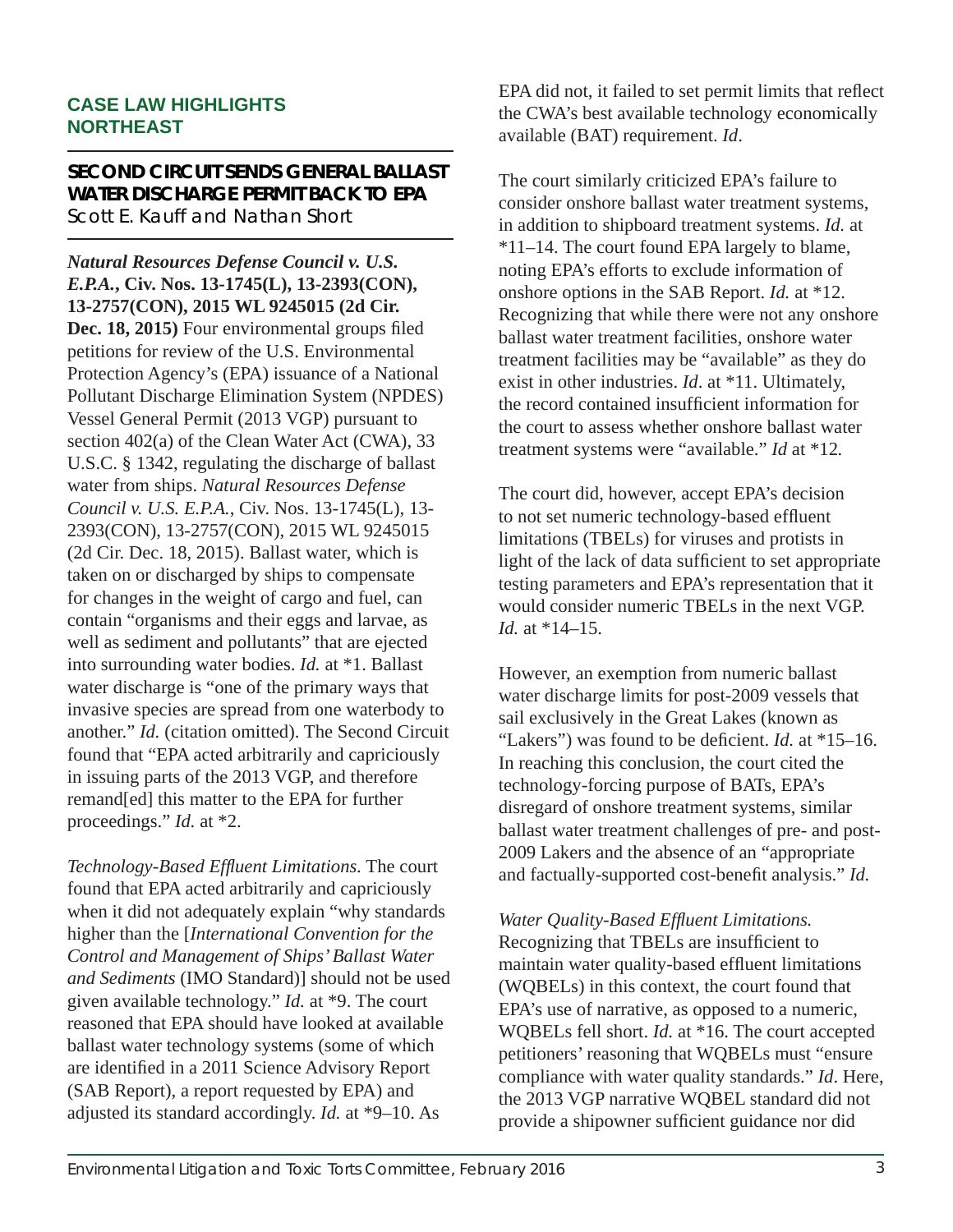**CASE LAW HIGHLIGHTS**
**NORTHEAST**

## SECOND CIRCUIT SENDS GENERAL BALLAST WATER DISCHARGE PERMIT BACK TO EPA

Scott E. Kauff and Nathan Short

***Natural Resources Defense Council v. U.S. E.P.A.*, Civ. Nos. 13-1745(L), 13-2393(CON), 13-2757(CON), 2015 WL 9245015 (2d Cir. Dec. 18, 2015)** Four environmental groups filed petitions for review of the U.S. Environmental Protection Agency's (EPA) issuance of a National Pollutant Discharge Elimination System (NPDES) Vessel General Permit (2013 VGP) pursuant to section 402(a) of the Clean Water Act (CWA), 33 U.S.C. § 1342, regulating the discharge of ballast water from ships. *Natural Resources Defense Council v. U.S. E.P.A.*, Civ. Nos. 13-1745(L), 13-2393(CON), 13-2757(CON), 2015 WL 9245015 (2d Cir. Dec. 18, 2015). Ballast water, which is taken on or discharged by ships to compensate for changes in the weight of cargo and fuel, can contain "organisms and their eggs and larvae, as well as sediment and pollutants" that are ejected into surrounding water bodies. *Id.* at *1. Ballast water discharge is "one of the primary ways that invasive species are spread from one waterbody to another." *Id.* (citation omitted). The Second Circuit found that "EPA acted arbitrarily and capriciously in issuing parts of the 2013 VGP, and therefore remand[ed] this matter to the EPA for further proceedings." *Id.* at *2.

*Technology-Based Effluent Limitations.* The court found that EPA acted arbitrarily and capriciously when it did not adequately explain "why standards higher than the [*International Convention for the Control and Management of Ships' Ballast Water and Sediments* (IMO Standard)] should not be used given available technology." *Id.* at *9. The court reasoned that EPA should have looked at available ballast water technology systems (some of which are identified in a 2011 Science Advisory Report (SAB Report), a report requested by EPA) and adjusted its standard accordingly. *Id.* at *9–10. As EPA did not, it failed to set permit limits that reflect the CWA's best available technology economically available (BAT) requirement. *Id*.

The court similarly criticized EPA's failure to consider onshore ballast water treatment systems, in addition to shipboard treatment systems. *Id.* at *11–14. The court found EPA largely to blame, noting EPA's efforts to exclude information of onshore options in the SAB Report. *Id.* at *12. Recognizing that while there were not any onshore ballast water treatment facilities, onshore water treatment facilities may be "available" as they do exist in other industries. *Id*. at *11. Ultimately, the record contained insufficient information for the court to assess whether onshore ballast water treatment systems were "available." *Id* at *12.

The court did, however, accept EPA's decision to not set numeric technology-based effluent limitations (TBELs) for viruses and protists in light of the lack of data sufficient to set appropriate testing parameters and EPA's representation that it would consider numeric TBELs in the next VGP. *Id.* at *14–15.

However, an exemption from numeric ballast water discharge limits for post-2009 vessels that sail exclusively in the Great Lakes (known as "Lakers") was found to be deficient. *Id.* at *15–16. In reaching this conclusion, the court cited the technology-forcing purpose of BATs, EPA's disregard of onshore treatment systems, similar ballast water treatment challenges of pre- and post-2009 Lakers and the absence of an "appropriate and factually-supported cost-benefit analysis." *Id.*

*Water Quality-Based Effluent Limitations.* Recognizing that TBELs are insufficient to maintain water quality-based effluent limitations (WQBELs) in this context, the court found that EPA's use of narrative, as opposed to a numeric, WQBELs fell short. *Id.* at *16. The court accepted petitioners' reasoning that WQBELs must "ensure compliance with water quality standards." *Id*. Here, the 2013 VGP narrative WQBEL standard did not provide a shipowner sufficient guidance nor did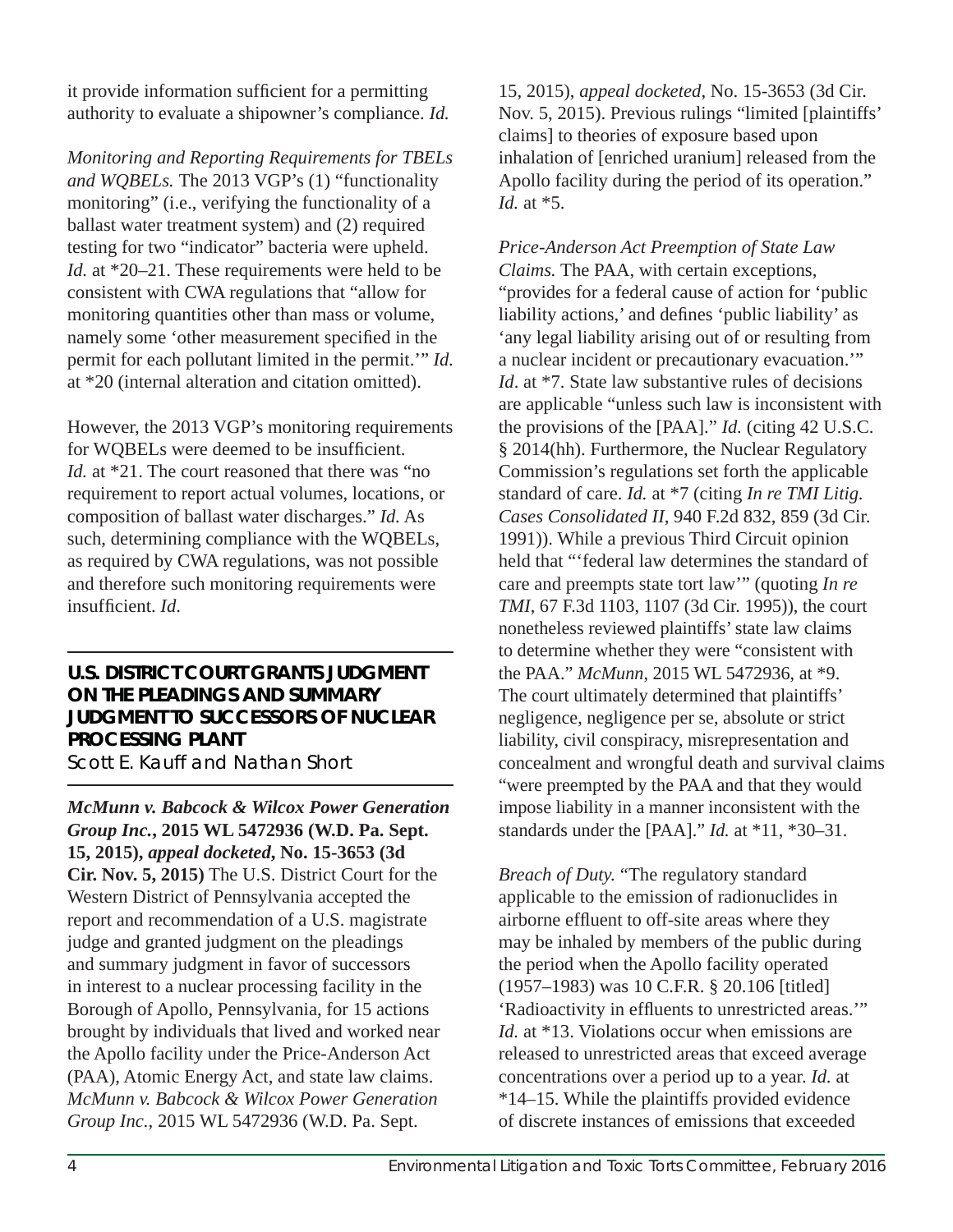it provide information sufficient for a permitting authority to evaluate a shipowner's compliance. *Id.*

*Monitoring and Reporting Requirements for TBELs and WQBELs.* The 2013 VGP's (1) "functionality monitoring" (i.e., verifying the functionality of a ballast water treatment system) and (2) required testing for two "indicator" bacteria were upheld. *Id.* at *20–21. These requirements were held to be consistent with CWA regulations that "allow for monitoring quantities other than mass or volume, namely some 'other measurement specified in the permit for each pollutant limited in the permit.'" *Id.* at *20 (internal alteration and citation omitted).

However, the 2013 VGP's monitoring requirements for WQBELs were deemed to be insufficient. *Id.* at *21. The court reasoned that there was "no requirement to report actual volumes, locations, or composition of ballast water discharges." *Id.* As such, determining compliance with the WQBELs, as required by CWA regulations, was not possible and therefore such monitoring requirements were insufficient. *Id*.

## U.S. DISTRICT COURT GRANTS JUDGMENT ON THE PLEADINGS AND SUMMARY JUDGMENT TO SUCCESSORS OF NUCLEAR PROCESSING PLANT

Scott E. Kauff and Nathan Short

***McMunn v. Babcock & Wilcox Power Generation Group Inc.*, 2015 WL 5472936 (W.D. Pa. Sept. 15, 2015), *appeal docketed*, No. 15-3653 (3d Cir. Nov. 5, 2015)** The U.S. District Court for the Western District of Pennsylvania accepted the report and recommendation of a U.S. magistrate judge and granted judgment on the pleadings and summary judgment in favor of successors in interest to a nuclear processing facility in the Borough of Apollo, Pennsylvania, for 15 actions brought by individuals that lived and worked near the Apollo facility under the Price-Anderson Act (PAA), Atomic Energy Act, and state law claims. *McMunn v. Babcock & Wilcox Power Generation Group Inc.*, 2015 WL 5472936 (W.D. Pa. Sept. 15, 2015), *appeal docketed*, No. 15-3653 (3d Cir. Nov. 5, 2015). Previous rulings "limited [plaintiffs' claims] to theories of exposure based upon inhalation of [enriched uranium] released from the Apollo facility during the period of its operation." *Id.* at *5.

*Price-Anderson Act Preemption of State Law Claims.* The PAA, with certain exceptions, "provides for a federal cause of action for 'public liability actions,' and defines 'public liability' as 'any legal liability arising out of or resulting from a nuclear incident or precautionary evacuation.'" *Id*. at *7. State law substantive rules of decisions are applicable "unless such law is inconsistent with the provisions of the [PAA]." *Id.* (citing 42 U.S.C. § 2014(hh). Furthermore, the Nuclear Regulatory Commission's regulations set forth the applicable standard of care. *Id.* at *7 (citing *In re TMI Litig. Cases Consolidated II*, 940 F.2d 832, 859 (3d Cir. 1991)). While a previous Third Circuit opinion held that "'federal law determines the standard of care and preempts state tort law'" (quoting *In re TMI*, 67 F.3d 1103, 1107 (3d Cir. 1995)), the court nonetheless reviewed plaintiffs' state law claims to determine whether they were "consistent with the PAA." *McMunn*, 2015 WL 5472936, at *9. The court ultimately determined that plaintiffs' negligence, negligence per se, absolute or strict liability, civil conspiracy, misrepresentation and concealment and wrongful death and survival claims "were preempted by the PAA and that they would impose liability in a manner inconsistent with the standards under the [PAA]." *Id.* at *11, *30–31.

*Breach of Duty.* "The regulatory standard applicable to the emission of radionuclides in airborne effluent to off-site areas where they may be inhaled by members of the public during the period when the Apollo facility operated (1957–1983) was 10 C.F.R. § 20.106 [titled] 'Radioactivity in effluents to unrestricted areas.'" *Id.* at *13. Violations occur when emissions are released to unrestricted areas that exceed average concentrations over a period up to a year. *Id.* at *14–15. While the plaintiffs provided evidence of discrete instances of emissions that exceeded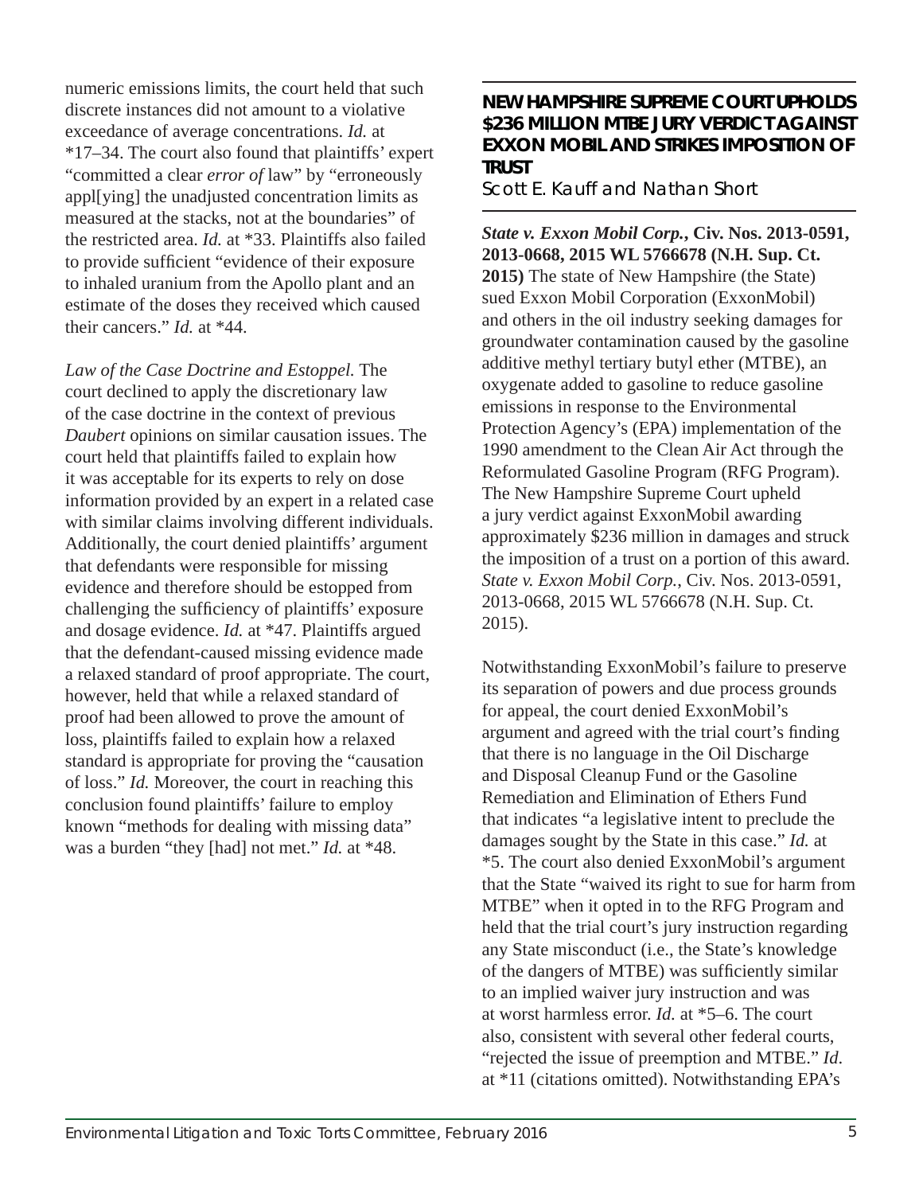numeric emissions limits, the court held that such discrete instances did not amount to a violative exceedance of average concentrations. *Id.* at *17–34. The court also found that plaintiffs' expert "committed a clear *error of* law" by "erroneously appl[ying] the unadjusted concentration limits as measured at the stacks, not at the boundaries" of the restricted area. *Id.* at *33. Plaintiffs also failed to provide sufficient "evidence of their exposure to inhaled uranium from the Apollo plant and an estimate of the doses they received which caused their cancers." *Id.* at *44.

*Law of the Case Doctrine and Estoppel.* The court declined to apply the discretionary law of the case doctrine in the context of previous *Daubert* opinions on similar causation issues. The court held that plaintiffs failed to explain how it was acceptable for its experts to rely on dose information provided by an expert in a related case with similar claims involving different individuals. Additionally, the court denied plaintiffs' argument that defendants were responsible for missing evidence and therefore should be estopped from challenging the sufficiency of plaintiffs' exposure and dosage evidence. *Id.* at *47. Plaintiffs argued that the defendant-caused missing evidence made a relaxed standard of proof appropriate. The court, however, held that while a relaxed standard of proof had been allowed to prove the amount of loss, plaintiffs failed to explain how a relaxed standard is appropriate for proving the "causation of loss." *Id.* Moreover, the court in reaching this conclusion found plaintiffs' failure to employ known "methods for dealing with missing data" was a burden "they [had] not met." *Id.* at *48.

## NEW HAMPSHIRE SUPREME COURT UPHOLDS $236 MILLION MTBE JURY VERDICT AGAINST EXXON MOBIL AND STRIKES IMPOSITION OF TRUST

Scott E. Kauff and Nathan Short

***State v. Exxon Mobil Corp.*, Civ. Nos. 2013-0591, 2013-0668, 2015 WL 5766678 (N.H. Sup. Ct. 2015)** The state of New Hampshire (the State) sued Exxon Mobil Corporation (ExxonMobil) and others in the oil industry seeking damages for groundwater contamination caused by the gasoline additive methyl tertiary butyl ether (MTBE), an oxygenate added to gasoline to reduce gasoline emissions in response to the Environmental Protection Agency's (EPA) implementation of the 1990 amendment to the Clean Air Act through the Reformulated Gasoline Program (RFG Program). The New Hampshire Supreme Court upheld a jury verdict against ExxonMobil awarding approximately $236 million in damages and struck the imposition of a trust on a portion of this award. *State v. Exxon Mobil Corp.*, Civ. Nos. 2013-0591, 2013-0668, 2015 WL 5766678 (N.H. Sup. Ct. 2015).

Notwithstanding ExxonMobil's failure to preserve its separation of powers and due process grounds for appeal, the court denied ExxonMobil's argument and agreed with the trial court's finding that there is no language in the Oil Discharge and Disposal Cleanup Fund or the Gasoline Remediation and Elimination of Ethers Fund that indicates "a legislative intent to preclude the damages sought by the State in this case." *Id.* at *5. The court also denied ExxonMobil's argument that the State "waived its right to sue for harm from MTBE" when it opted in to the RFG Program and held that the trial court's jury instruction regarding any State misconduct (i.e., the State's knowledge of the dangers of MTBE) was sufficiently similar to an implied waiver jury instruction and was at worst harmless error. *Id.* at *5–6. The court also, consistent with several other federal courts, "rejected the issue of preemption and MTBE." *Id.* at *11 (citations omitted). Notwithstanding EPA's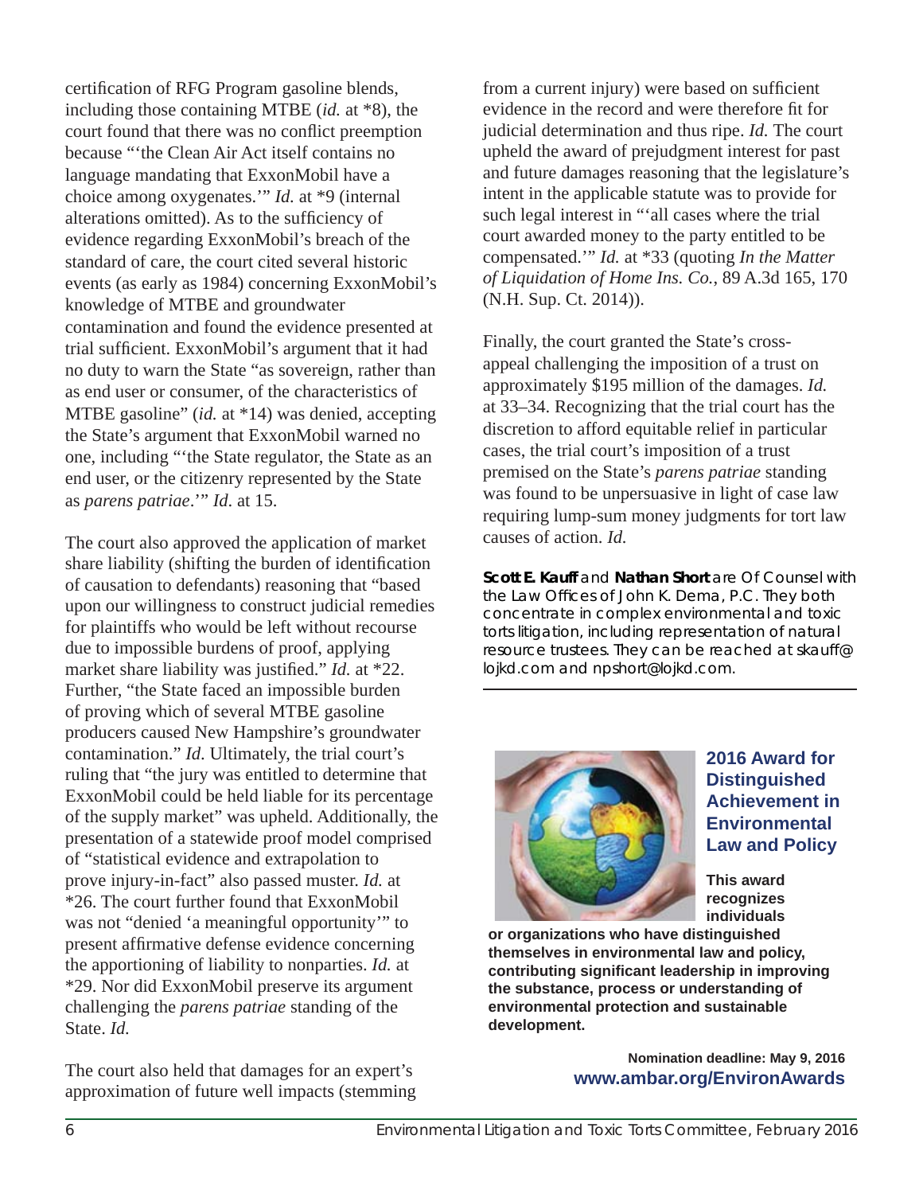certification of RFG Program gasoline blends, including those containing MTBE (*id.* at *8), the court found that there was no conflict preemption because "'the Clean Air Act itself contains no language mandating that ExxonMobil have a choice among oxygenates.'" *Id.* at *9 (internal alterations omitted). As to the sufficiency of evidence regarding ExxonMobil's breach of the standard of care, the court cited several historic events (as early as 1984) concerning ExxonMobil's knowledge of MTBE and groundwater contamination and found the evidence presented at trial sufficient. ExxonMobil's argument that it had no duty to warn the State "as sovereign, rather than as end user or consumer, of the characteristics of MTBE gasoline" (*id.* at *14) was denied, accepting the State's argument that ExxonMobil warned no one, including "'the State regulator, the State as an end user, or the citizenry represented by the State as *parens patriae*.'" *Id*. at 15.

The court also approved the application of market share liability (shifting the burden of identification of causation to defendants) reasoning that "based upon our willingness to construct judicial remedies for plaintiffs who would be left without recourse due to impossible burdens of proof, applying market share liability was justified." *Id.* at *22. Further, "the State faced an impossible burden of proving which of several MTBE gasoline producers caused New Hampshire's groundwater contamination." *Id*. Ultimately, the trial court's ruling that "the jury was entitled to determine that ExxonMobil could be held liable for its percentage of the supply market" was upheld. Additionally, the presentation of a statewide proof model comprised of "statistical evidence and extrapolation to prove injury-in-fact" also passed muster. *Id.* at *26. The court further found that ExxonMobil was not "denied 'a meaningful opportunity'" to present affirmative defense evidence concerning the apportioning of liability to nonparties. *Id.* at *29. Nor did ExxonMobil preserve its argument challenging the *parens patriae* standing of the State. *Id.*

The court also held that damages for an expert's approximation of future well impacts (stemming from a current injury) were based on sufficient evidence in the record and were therefore fit for judicial determination and thus ripe. *Id.* The court upheld the award of prejudgment interest for past and future damages reasoning that the legislature's intent in the applicable statute was to provide for such legal interest in "'all cases where the trial court awarded money to the party entitled to be compensated.'" *Id.* at *33 (quoting *In the Matter of Liquidation of Home Ins. Co.*, 89 A.3d 165, 170 (N.H. Sup. Ct. 2014)).

Finally, the court granted the State's cross-appeal challenging the imposition of a trust on approximately $195 million of the damages. *Id.* at 33–34. Recognizing that the trial court has the discretion to afford equitable relief in particular cases, the trial court's imposition of a trust premised on the State's *parens patriae* standing was found to be unpersuasive in light of case law requiring lump-sum money judgments for tort law causes of action. *Id.*

**Scott E. Kauff** and **Nathan Short** are Of Counsel with the Law Offices of John K. Dema, P.C. They both concentrate in complex environmental and toxic torts litigation, including representation of natural resource trustees. They can be reached at skauff@lojkd.com and npshort@lojkd.com.

---

## 2016 Award for Distinguished Achievement in Environmental Law and Policy

**This award recognizes individuals or organizations who have distinguished themselves in environmental law and policy, contributing significant leadership in improving the substance, process or understanding of environmental protection and sustainable development.**

**Nomination deadline: May 9, 2016**

**www.ambar.org/EnvironAwards**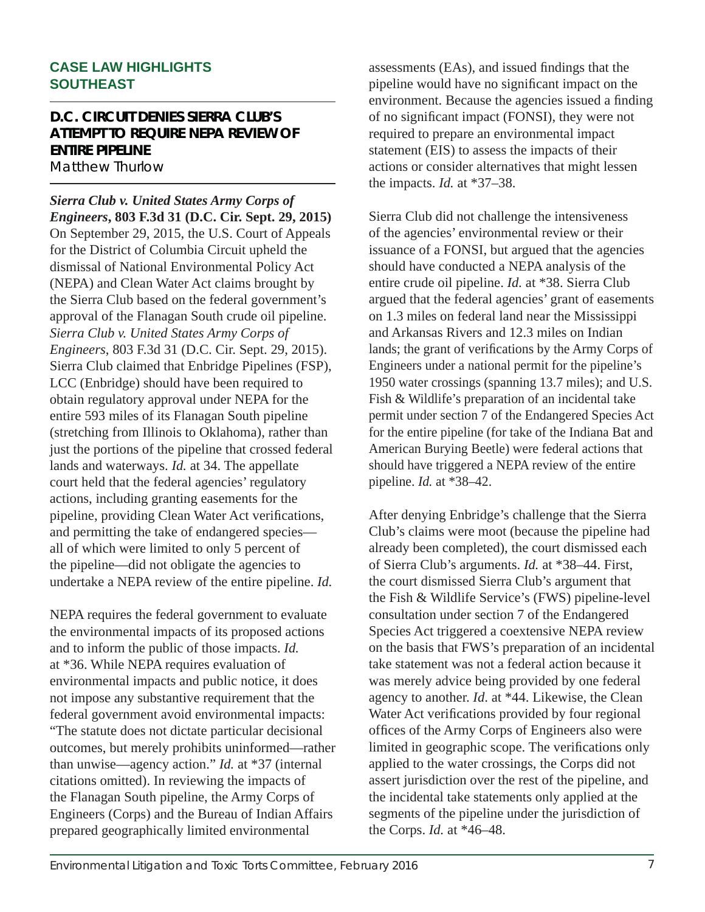## CASE LAW HIGHLIGHTS SOUTHEAST

### D.C. CIRCUIT DENIES SIERRA CLUB'S ATTEMPT TO REQUIRE NEPA REVIEW OF ENTIRE PIPELINE

Matthew Thurlow

***Sierra Club v. United States Army Corps of Engineers*, 803 F.3d 31 (D.C. Cir. Sept. 29, 2015)**

On September 29, 2015, the U.S. Court of Appeals for the District of Columbia Circuit upheld the dismissal of National Environmental Policy Act (NEPA) and Clean Water Act claims brought by the Sierra Club based on the federal government's approval of the Flanagan South crude oil pipeline. *Sierra Club v. United States Army Corps of Engineers*, 803 F.3d 31 (D.C. Cir. Sept. 29, 2015). Sierra Club claimed that Enbridge Pipelines (FSP), LCC (Enbridge) should have been required to obtain regulatory approval under NEPA for the entire 593 miles of its Flanagan South pipeline (stretching from Illinois to Oklahoma), rather than just the portions of the pipeline that crossed federal lands and waterways. *Id.* at 34. The appellate court held that the federal agencies' regulatory actions, including granting easements for the pipeline, providing Clean Water Act verifications, and permitting the take of endangered species—all of which were limited to only 5 percent of the pipeline—did not obligate the agencies to undertake a NEPA review of the entire pipeline. *Id.*

NEPA requires the federal government to evaluate the environmental impacts of its proposed actions and to inform the public of those impacts. *Id.* at *36. While NEPA requires evaluation of environmental impacts and public notice, it does not impose any substantive requirement that the federal government avoid environmental impacts: "The statute does not dictate particular decisional outcomes, but merely prohibits uninformed—rather than unwise—agency action." *Id.* at *37 (internal citations omitted). In reviewing the impacts of the Flanagan South pipeline, the Army Corps of Engineers (Corps) and the Bureau of Indian Affairs prepared geographically limited environmental assessments (EAs), and issued findings that the pipeline would have no significant impact on the environment. Because the agencies issued a finding of no significant impact (FONSI), they were not required to prepare an environmental impact statement (EIS) to assess the impacts of their actions or consider alternatives that might lessen the impacts. *Id.* at *37–38.

Sierra Club did not challenge the intensiveness of the agencies' environmental review or their issuance of a FONSI, but argued that the agencies should have conducted a NEPA analysis of the entire crude oil pipeline. *Id.* at *38. Sierra Club argued that the federal agencies' grant of easements on 1.3 miles on federal land near the Mississippi and Arkansas Rivers and 12.3 miles on Indian lands; the grant of verifications by the Army Corps of Engineers under a national permit for the pipeline's 1950 water crossings (spanning 13.7 miles); and U.S. Fish & Wildlife's preparation of an incidental take permit under section 7 of the Endangered Species Act for the entire pipeline (for take of the Indiana Bat and American Burying Beetle) were federal actions that should have triggered a NEPA review of the entire pipeline. *Id.* at *38–42.

After denying Enbridge's challenge that the Sierra Club's claims were moot (because the pipeline had already been completed), the court dismissed each of Sierra Club's arguments. *Id.* at *38–44. First, the court dismissed Sierra Club's argument that the Fish & Wildlife Service's (FWS) pipeline-level consultation under section 7 of the Endangered Species Act triggered a coextensive NEPA review on the basis that FWS's preparation of an incidental take statement was not a federal action because it was merely advice being provided by one federal agency to another. *Id*. at *44. Likewise, the Clean Water Act verifications provided by four regional offices of the Army Corps of Engineers also were limited in geographic scope. The verifications only applied to the water crossings, the Corps did not assert jurisdiction over the rest of the pipeline, and the incidental take statements only applied at the segments of the pipeline under the jurisdiction of the Corps. *Id.* at *46–48.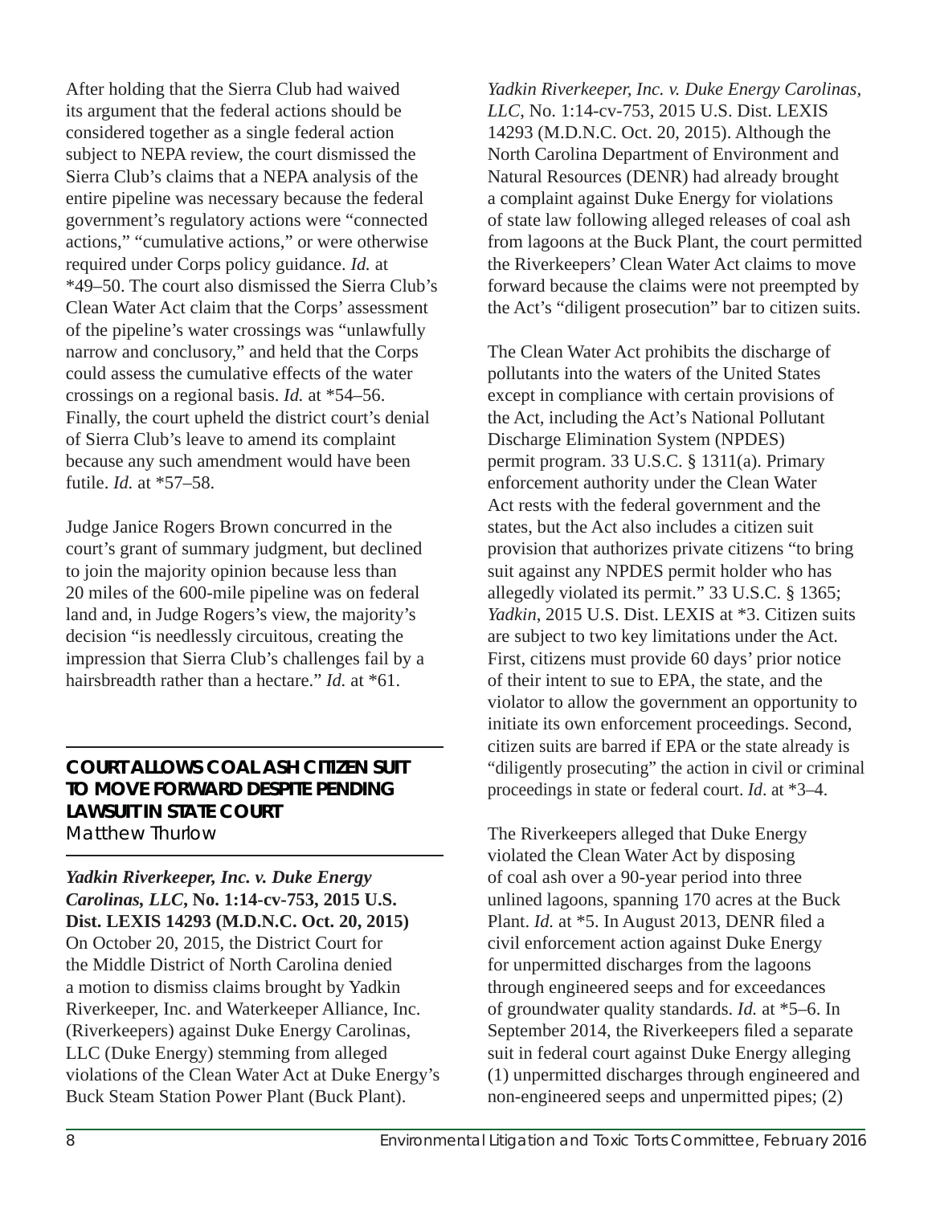After holding that the Sierra Club had waived its argument that the federal actions should be considered together as a single federal action subject to NEPA review, the court dismissed the Sierra Club's claims that a NEPA analysis of the entire pipeline was necessary because the federal government's regulatory actions were "connected actions," "cumulative actions," or were otherwise required under Corps policy guidance. *Id.* at *49–50. The court also dismissed the Sierra Club's Clean Water Act claim that the Corps' assessment of the pipeline's water crossings was "unlawfully narrow and conclusory," and held that the Corps could assess the cumulative effects of the water crossings on a regional basis. *Id.* at *54–56. Finally, the court upheld the district court's denial of Sierra Club's leave to amend its complaint because any such amendment would have been futile. *Id.* at *57–58.

Judge Janice Rogers Brown concurred in the court's grant of summary judgment, but declined to join the majority opinion because less than 20 miles of the 600-mile pipeline was on federal land and, in Judge Rogers's view, the majority's decision "is needlessly circuitous, creating the impression that Sierra Club's challenges fail by a hairsbreadth rather than a hectare." *Id.* at *61.

## COURT ALLOWS COAL ASH CITIZEN SUIT TO MOVE FORWARD DESPITE PENDING LAWSUIT IN STATE COURT

Matthew Thurlow

***Yadkin Riverkeeper, Inc. v. Duke Energy Carolinas, LLC*, No. 1:14-cv-753, 2015 U.S. Dist. LEXIS 14293 (M.D.N.C. Oct. 20, 2015)**

On October 20, 2015, the District Court for the Middle District of North Carolina denied a motion to dismiss claims brought by Yadkin Riverkeeper, Inc. and Waterkeeper Alliance, Inc. (Riverkeepers) against Duke Energy Carolinas, LLC (Duke Energy) stemming from alleged violations of the Clean Water Act at Duke Energy's Buck Steam Station Power Plant (Buck Plant). *Yadkin Riverkeeper, Inc. v. Duke Energy Carolinas, LLC*, No. 1:14-cv-753, 2015 U.S. Dist. LEXIS 14293 (M.D.N.C. Oct. 20, 2015). Although the North Carolina Department of Environment and Natural Resources (DENR) had already brought a complaint against Duke Energy for violations of state law following alleged releases of coal ash from lagoons at the Buck Plant, the court permitted the Riverkeepers' Clean Water Act claims to move forward because the claims were not preempted by the Act's "diligent prosecution" bar to citizen suits.

The Clean Water Act prohibits the discharge of pollutants into the waters of the United States except in compliance with certain provisions of the Act, including the Act's National Pollutant Discharge Elimination System (NPDES) permit program. 33 U.S.C. § 1311(a). Primary enforcement authority under the Clean Water Act rests with the federal government and the states, but the Act also includes a citizen suit provision that authorizes private citizens "to bring suit against any NPDES permit holder who has allegedly violated its permit." 33 U.S.C. § 1365; *Yadkin*, 2015 U.S. Dist. LEXIS at *3. Citizen suits are subject to two key limitations under the Act. First, citizens must provide 60 days' prior notice of their intent to sue to EPA, the state, and the violator to allow the government an opportunity to initiate its own enforcement proceedings. Second, citizen suits are barred if EPA or the state already is "diligently prosecuting" the action in civil or criminal proceedings in state or federal court. *Id*. at *3–4.

The Riverkeepers alleged that Duke Energy violated the Clean Water Act by disposing of coal ash over a 90-year period into three unlined lagoons, spanning 170 acres at the Buck Plant. *Id.* at *5. In August 2013, DENR filed a civil enforcement action against Duke Energy for unpermitted discharges from the lagoons through engineered seeps and for exceedances of groundwater quality standards. *Id.* at *5–6. In September 2014, the Riverkeepers filed a separate suit in federal court against Duke Energy alleging (1) unpermitted discharges through engineered and non-engineered seeps and unpermitted pipes; (2)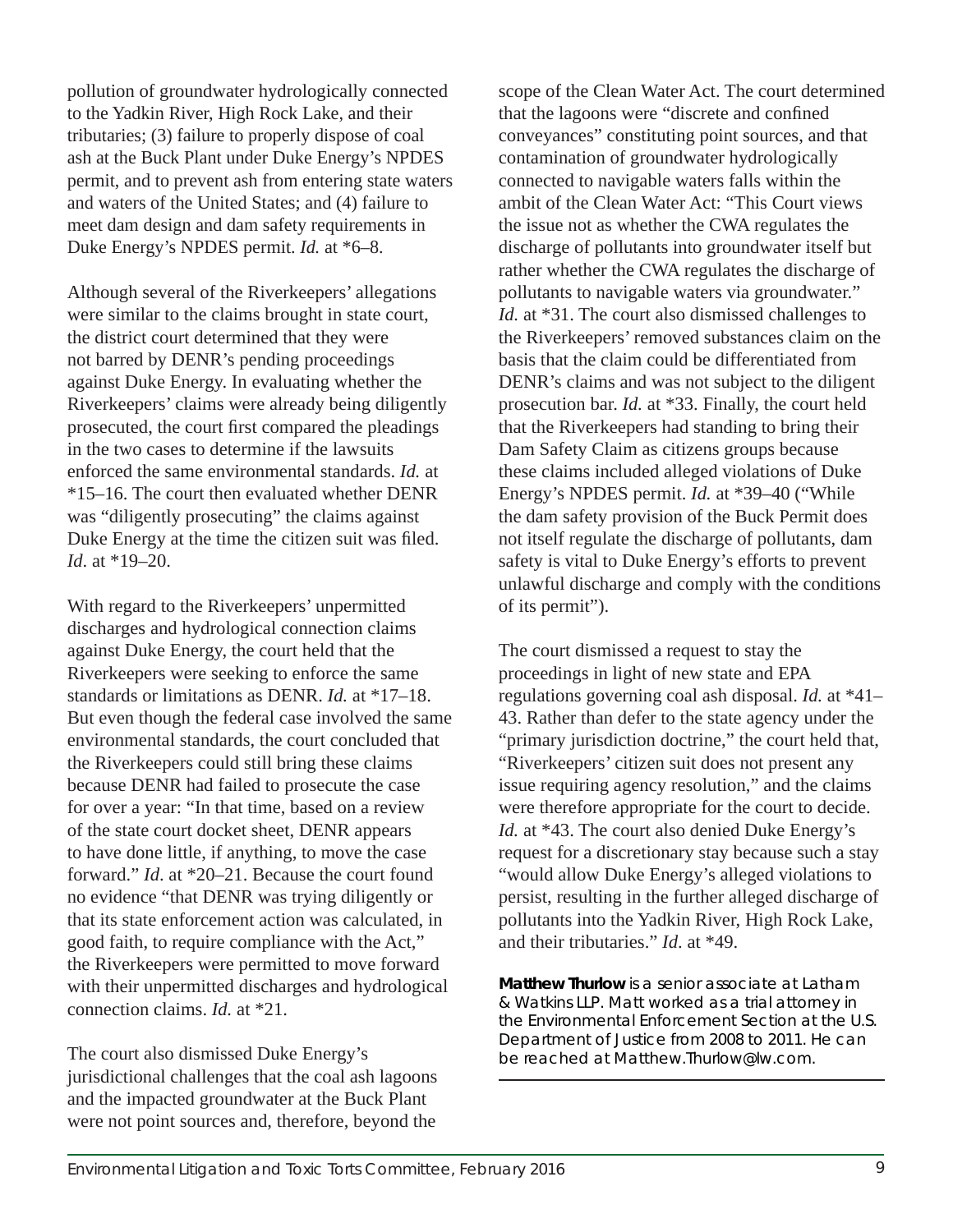pollution of groundwater hydrologically connected to the Yadkin River, High Rock Lake, and their tributaries; (3) failure to properly dispose of coal ash at the Buck Plant under Duke Energy's NPDES permit, and to prevent ash from entering state waters and waters of the United States; and (4) failure to meet dam design and dam safety requirements in Duke Energy's NPDES permit. *Id.* at *6–8.

Although several of the Riverkeepers' allegations were similar to the claims brought in state court, the district court determined that they were not barred by DENR's pending proceedings against Duke Energy. In evaluating whether the Riverkeepers' claims were already being diligently prosecuted, the court first compared the pleadings in the two cases to determine if the lawsuits enforced the same environmental standards. *Id.* at *15–16. The court then evaluated whether DENR was "diligently prosecuting" the claims against Duke Energy at the time the citizen suit was filed. *Id.* at *19–20.

With regard to the Riverkeepers' unpermitted discharges and hydrological connection claims against Duke Energy, the court held that the Riverkeepers were seeking to enforce the same standards or limitations as DENR. *Id.* at *17–18. But even though the federal case involved the same environmental standards, the court concluded that the Riverkeepers could still bring these claims because DENR had failed to prosecute the case for over a year: "In that time, based on a review of the state court docket sheet, DENR appears to have done little, if anything, to move the case forward." *Id*. at *20–21. Because the court found no evidence "that DENR was trying diligently or that its state enforcement action was calculated, in good faith, to require compliance with the Act," the Riverkeepers were permitted to move forward with their unpermitted discharges and hydrological connection claims. *Id*. at *21.

The court also dismissed Duke Energy's jurisdictional challenges that the coal ash lagoons and the impacted groundwater at the Buck Plant were not point sources and, therefore, beyond the scope of the Clean Water Act. The court determined that the lagoons were "discrete and confined conveyances" constituting point sources, and that contamination of groundwater hydrologically connected to navigable waters falls within the ambit of the Clean Water Act: "This Court views the issue not as whether the CWA regulates the discharge of pollutants into groundwater itself but rather whether the CWA regulates the discharge of pollutants to navigable waters via groundwater." *Id.* at *31. The court also dismissed challenges to the Riverkeepers' removed substances claim on the basis that the claim could be differentiated from DENR's claims and was not subject to the diligent prosecution bar. *Id.* at *33. Finally, the court held that the Riverkeepers had standing to bring their Dam Safety Claim as citizens groups because these claims included alleged violations of Duke Energy's NPDES permit. *Id.* at *39–40 ("While the dam safety provision of the Buck Permit does not itself regulate the discharge of pollutants, dam safety is vital to Duke Energy's efforts to prevent unlawful discharge and comply with the conditions of its permit").

The court dismissed a request to stay the proceedings in light of new state and EPA regulations governing coal ash disposal. *Id.* at *41–43. Rather than defer to the state agency under the "primary jurisdiction doctrine," the court held that, "Riverkeepers' citizen suit does not present any issue requiring agency resolution," and the claims were therefore appropriate for the court to decide. *Id.* at *43. The court also denied Duke Energy's request for a discretionary stay because such a stay "would allow Duke Energy's alleged violations to persist, resulting in the further alleged discharge of pollutants into the Yadkin River, High Rock Lake, and their tributaries." *Id*. at *49.

**Matthew Thurlow** is a senior associate at Latham & Watkins LLP. Matt worked as a trial attorney in the Environmental Enforcement Section at the U.S. Department of Justice from 2008 to 2011. He can be reached at Matthew.Thurlow@lw.com.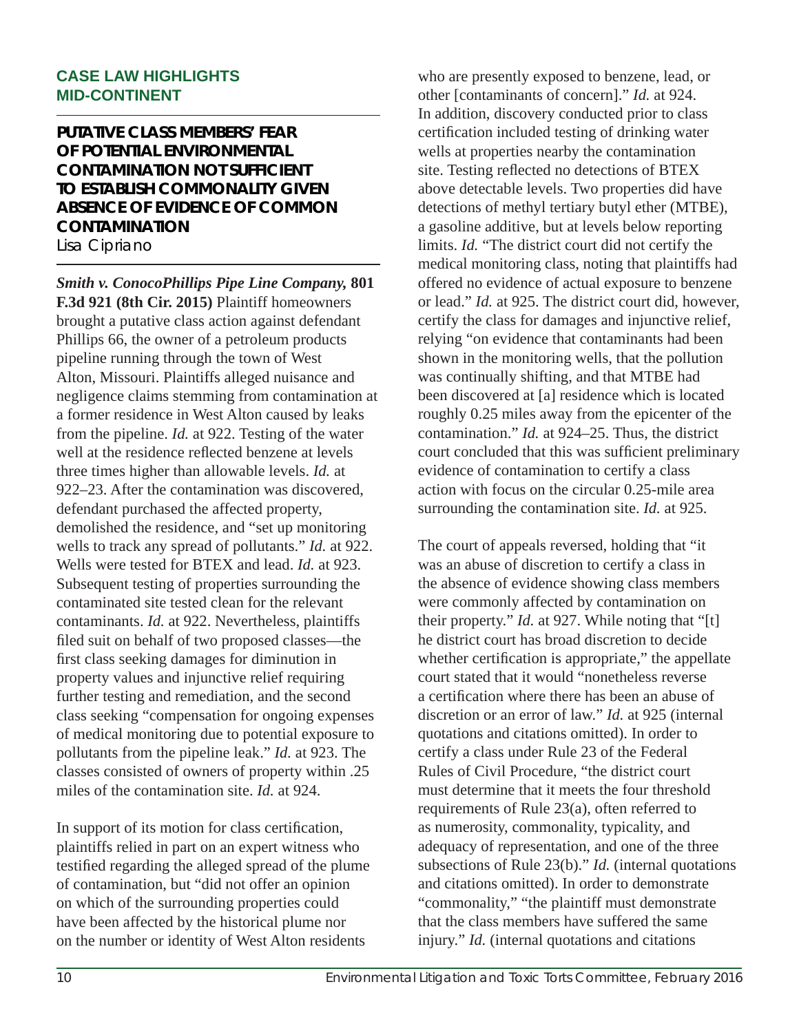## CASE LAW HIGHLIGHTS
## MID-CONTINENT

### PUTATIVE CLASS MEMBERS' FEAR OF POTENTIAL ENVIRONMENTAL CONTAMINATION NOT SUFFICIENT TO ESTABLISH COMMONALITY GIVEN ABSENCE OF EVIDENCE OF COMMON CONTAMINATION

Lisa Cipriano

***Smith v. ConocoPhillips Pipe Line Company,* 801 F.3d 921 (8th Cir. 2015)** Plaintiff homeowners brought a putative class action against defendant Phillips 66, the owner of a petroleum products pipeline running through the town of West Alton, Missouri. Plaintiffs alleged nuisance and negligence claims stemming from contamination at a former residence in West Alton caused by leaks from the pipeline. *Id.* at 922. Testing of the water well at the residence reflected benzene at levels three times higher than allowable levels. *Id.* at 922–23. After the contamination was discovered, defendant purchased the affected property, demolished the residence, and "set up monitoring wells to track any spread of pollutants." *Id.* at 922. Wells were tested for BTEX and lead. *Id.* at 923. Subsequent testing of properties surrounding the contaminated site tested clean for the relevant contaminants. *Id.* at 922. Nevertheless, plaintiffs filed suit on behalf of two proposed classes—the first class seeking damages for diminution in property values and injunctive relief requiring further testing and remediation, and the second class seeking "compensation for ongoing expenses of medical monitoring due to potential exposure to pollutants from the pipeline leak." *Id.* at 923. The classes consisted of owners of property within .25 miles of the contamination site. *Id.* at 924.

In support of its motion for class certification, plaintiffs relied in part on an expert witness who testified regarding the alleged spread of the plume of contamination, but "did not offer an opinion on which of the surrounding properties could have been affected by the historical plume nor on the number or identity of West Alton residents who are presently exposed to benzene, lead, or other [contaminants of concern]." *Id.* at 924. In addition, discovery conducted prior to class certification included testing of drinking water wells at properties nearby the contamination site. Testing reflected no detections of BTEX above detectable levels. Two properties did have detections of methyl tertiary butyl ether (MTBE), a gasoline additive, but at levels below reporting limits. *Id.* "The district court did not certify the medical monitoring class, noting that plaintiffs had offered no evidence of actual exposure to benzene or lead." *Id.* at 925. The district court did, however, certify the class for damages and injunctive relief, relying "on evidence that contaminants had been shown in the monitoring wells, that the pollution was continually shifting, and that MTBE had been discovered at [a] residence which is located roughly 0.25 miles away from the epicenter of the contamination." *Id.* at 924–25. Thus, the district court concluded that this was sufficient preliminary evidence of contamination to certify a class action with focus on the circular 0.25-mile area surrounding the contamination site. *Id.* at 925.

The court of appeals reversed, holding that "it was an abuse of discretion to certify a class in the absence of evidence showing class members were commonly affected by contamination on their property." *Id.* at 927. While noting that "[t]he district court has broad discretion to decide whether certification is appropriate," the appellate court stated that it would "nonetheless reverse a certification where there has been an abuse of discretion or an error of law." *Id.* at 925 (internal quotations and citations omitted). In order to certify a class under Rule 23 of the Federal Rules of Civil Procedure, "the district court must determine that it meets the four threshold requirements of Rule 23(a), often referred to as numerosity, commonality, typicality, and adequacy of representation, and one of the three subsections of Rule 23(b)." *Id.* (internal quotations and citations omitted). In order to demonstrate "commonality," "the plaintiff must demonstrate that the class members have suffered the same injury." *Id.* (internal quotations and citations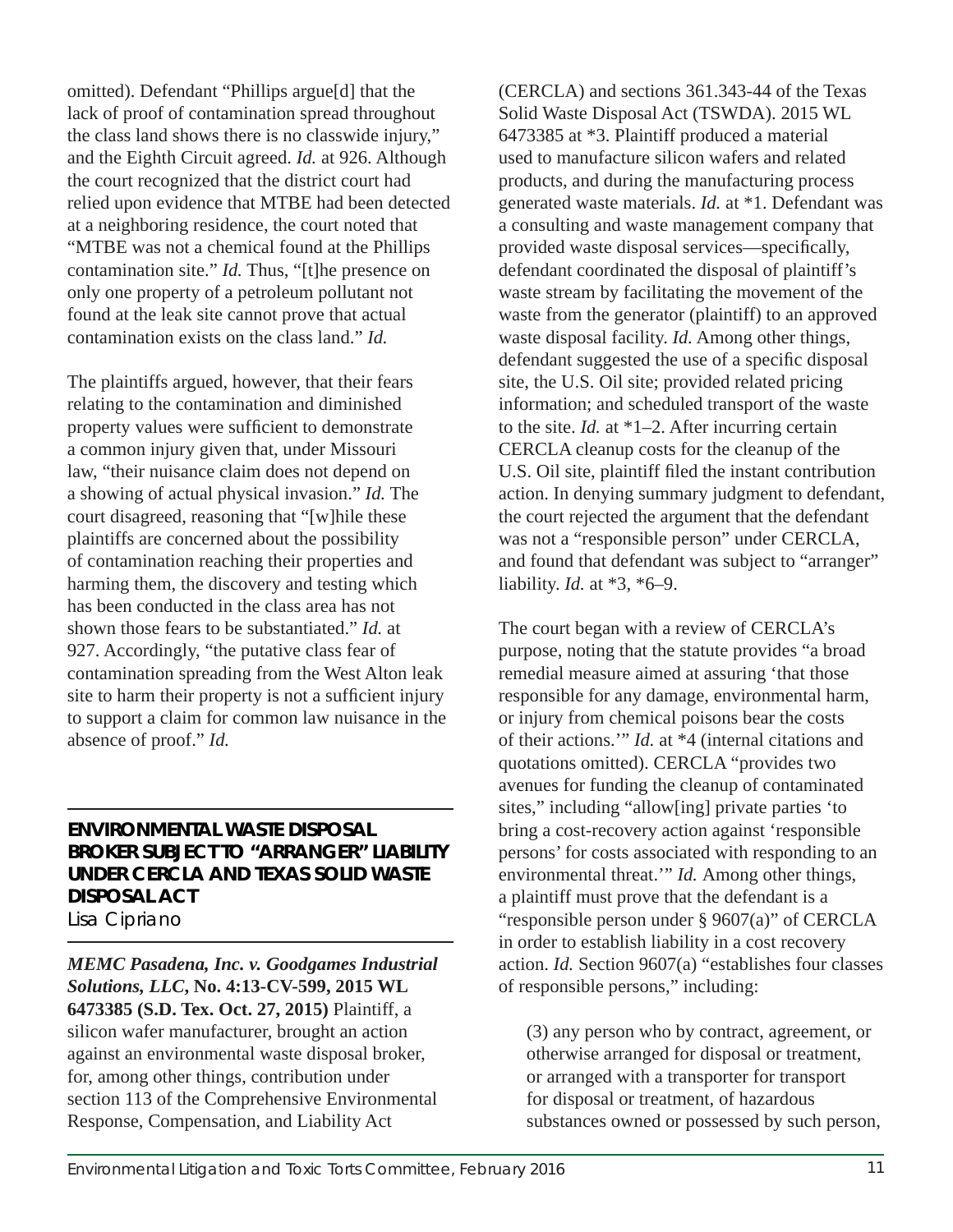omitted). Defendant "Phillips argue[d] that the lack of proof of contamination spread throughout the class land shows there is no classwide injury," and the Eighth Circuit agreed. *Id.* at 926. Although the court recognized that the district court had relied upon evidence that MTBE had been detected at a neighboring residence, the court noted that "MTBE was not a chemical found at the Phillips contamination site." *Id.* Thus, "[t]he presence on only one property of a petroleum pollutant not found at the leak site cannot prove that actual contamination exists on the class land." *Id.*

The plaintiffs argued, however, that their fears relating to the contamination and diminished property values were sufficient to demonstrate a common injury given that, under Missouri law, "their nuisance claim does not depend on a showing of actual physical invasion." *Id.* The court disagreed, reasoning that "[w]hile these plaintiffs are concerned about the possibility of contamination reaching their properties and harming them, the discovery and testing which has been conducted in the class area has not shown those fears to be substantiated." *Id.* at 927. Accordingly, "the putative class fear of contamination spreading from the West Alton leak site to harm their property is not a sufficient injury to support a claim for common law nuisance in the absence of proof." *Id.*

## ENVIRONMENTAL WASTE DISPOSAL BROKER SUBJECT TO "ARRANGER" LIABILITY UNDER CERCLA AND TEXAS SOLID WASTE DISPOSAL ACT

Lisa Cipriano

***MEMC Pasadena, Inc. v. Goodgames Industrial Solutions, LLC*, No. 4:13-CV-599, 2015 WL 6473385 (S.D. Tex. Oct. 27, 2015)** Plaintiff, a silicon wafer manufacturer, brought an action against an environmental waste disposal broker, for, among other things, contribution under section 113 of the Comprehensive Environmental Response, Compensation, and Liability Act (CERCLA) and sections 361.343-44 of the Texas Solid Waste Disposal Act (TSWDA). 2015 WL 6473385 at *3. Plaintiff produced a material used to manufacture silicon wafers and related products, and during the manufacturing process generated waste materials. *Id.* at *1. Defendant was a consulting and waste management company that provided waste disposal services—specifically, defendant coordinated the disposal of plaintiff's waste stream by facilitating the movement of the waste from the generator (plaintiff) to an approved waste disposal facility. *Id.* Among other things, defendant suggested the use of a specific disposal site, the U.S. Oil site; provided related pricing information; and scheduled transport of the waste to the site. *Id.* at *1–2. After incurring certain CERCLA cleanup costs for the cleanup of the U.S. Oil site, plaintiff filed the instant contribution action. In denying summary judgment to defendant, the court rejected the argument that the defendant was not a "responsible person" under CERCLA, and found that defendant was subject to "arranger" liability. *Id.* at *3, *6–9.

The court began with a review of CERCLA's purpose, noting that the statute provides "a broad remedial measure aimed at assuring 'that those responsible for any damage, environmental harm, or injury from chemical poisons bear the costs of their actions.'" *Id.* at *4 (internal citations and quotations omitted). CERCLA "provides two avenues for funding the cleanup of contaminated sites," including "allow[ing] private parties 'to bring a cost-recovery action against 'responsible persons' for costs associated with responding to an environmental threat.'" *Id.* Among other things, a plaintiff must prove that the defendant is a "responsible person under § 9607(a)" of CERCLA in order to establish liability in a cost recovery action. *Id.* Section 9607(a) "establishes four classes of responsible persons," including:

> (3) any person who by contract, agreement, or otherwise arranged for disposal or treatment, or arranged with a transporter for transport for disposal or treatment, of hazardous substances owned or possessed by such person,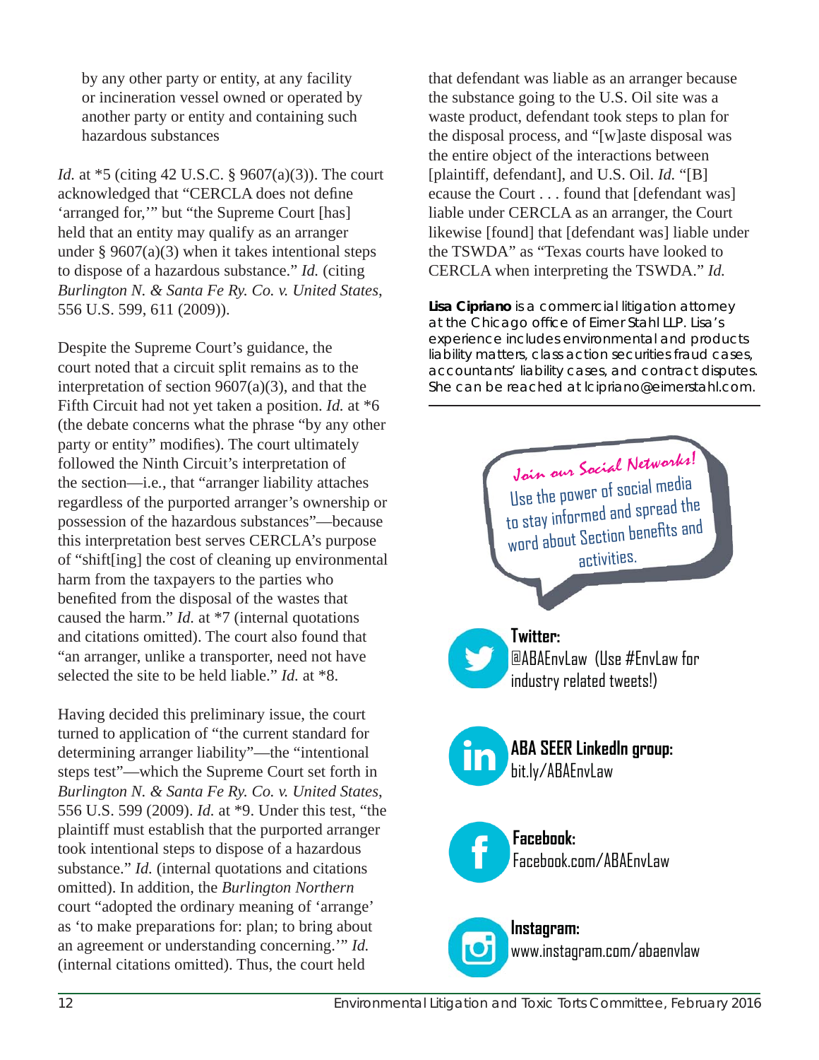by any other party or entity, at any facility or incineration vessel owned or operated by another party or entity and containing such hazardous substances

*Id.* at *5 (citing 42 U.S.C. § 9607(a)(3)). The court acknowledged that "CERCLA does not define 'arranged for,'" but "the Supreme Court [has] held that an entity may qualify as an arranger under § 9607(a)(3) when it takes intentional steps to dispose of a hazardous substance." *Id.* (citing *Burlington N. & Santa Fe Ry. Co. v. United States*, 556 U.S. 599, 611 (2009)).

Despite the Supreme Court's guidance, the court noted that a circuit split remains as to the interpretation of section 9607(a)(3), and that the Fifth Circuit had not yet taken a position. *Id.* at *6 (the debate concerns what the phrase "by any other party or entity" modifies). The court ultimately followed the Ninth Circuit's interpretation of the section—i.e., that "arranger liability attaches regardless of the purported arranger's ownership or possession of the hazardous substances"—because this interpretation best serves CERCLA's purpose of "shift[ing] the cost of cleaning up environmental harm from the taxpayers to the parties who benefited from the disposal of the wastes that caused the harm." *Id.* at *7 (internal quotations and citations omitted). The court also found that "an arranger, unlike a transporter, need not have selected the site to be held liable." *Id.* at *8.

Having decided this preliminary issue, the court turned to application of "the current standard for determining arranger liability"—the "intentional steps test"—which the Supreme Court set forth in *Burlington N. & Santa Fe Ry. Co. v. United States*, 556 U.S. 599 (2009). *Id.* at *9. Under this test, "the plaintiff must establish that the purported arranger took intentional steps to dispose of a hazardous substance." *Id.* (internal quotations and citations omitted). In addition, the *Burlington Northern* court "adopted the ordinary meaning of 'arrange' as 'to make preparations for: plan; to bring about an agreement or understanding concerning.'" *Id.* (internal citations omitted). Thus, the court held that defendant was liable as an arranger because the substance going to the U.S. Oil site was a waste product, defendant took steps to plan for the disposal process, and "[w]aste disposal was the entire object of the interactions between [plaintiff, defendant], and U.S. Oil. *Id.* "[B]ecause the Court . . . found that [defendant was] liable under CERCLA as an arranger, the Court likewise [found] that [defendant was] liable under the TSWDA" as "Texas courts have looked to CERCLA when interpreting the TSWDA." *Id.*

**Lisa Cipriano** is a commercial litigation attorney at the Chicago office of Eimer Stahl LLP. Lisa's experience includes environmental and products liability matters, class action securities fraud cases, accountants' liability cases, and contract disputes. She can be reached at lcipriano@eimerstahl.com.

---

*Join our Social Networks!*

Use the power of social media to stay informed and spread the word about Section benefits and activities.

**Twitter:**
@ABAEnvLaw (Use #EnvLaw for industry related tweets!)

**ABA SEER LinkedIn group:**
bit.ly/ABAEnvLaw

**Facebook:**
Facebook.com/ABAEnvLaw

**Instagram:**
www.instagram.com/abaenvlaw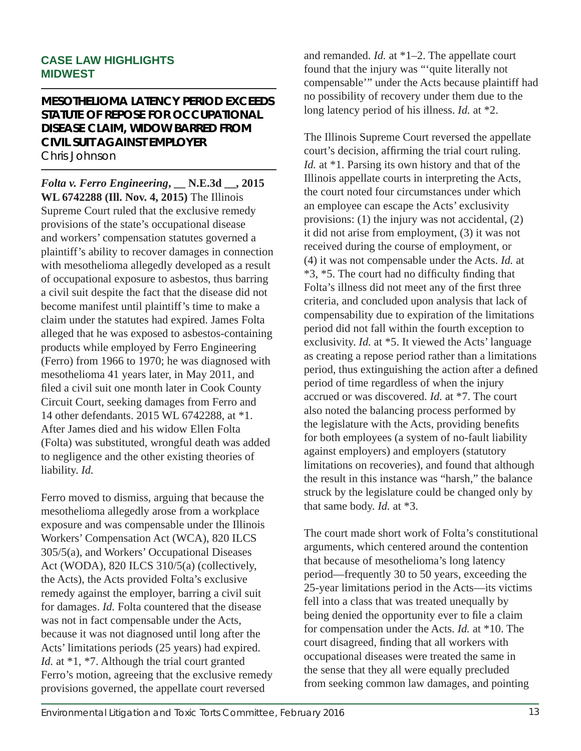## CASE LAW HIGHLIGHTS MIDWEST

### MESOTHELIOMA LATENCY PERIOD EXCEEDS STATUTE OF REPOSE FOR OCCUPATIONAL DISEASE CLAIM, WIDOW BARRED FROM CIVIL SUIT AGAINST EMPLOYER

Chris Johnson

***Folta v. Ferro Engineering*, __ N.E.3d __, 2015 WL 6742288 (Ill. Nov. 4, 2015)** The Illinois Supreme Court ruled that the exclusive remedy provisions of the state's occupational disease and workers' compensation statutes governed a plaintiff's ability to recover damages in connection with mesothelioma allegedly developed as a result of occupational exposure to asbestos, thus barring a civil suit despite the fact that the disease did not become manifest until plaintiff's time to make a claim under the statutes had expired. James Folta alleged that he was exposed to asbestos-containing products while employed by Ferro Engineering (Ferro) from 1966 to 1970; he was diagnosed with mesothelioma 41 years later, in May 2011, and filed a civil suit one month later in Cook County Circuit Court, seeking damages from Ferro and 14 other defendants. 2015 WL 6742288, at *1. After James died and his widow Ellen Folta (Folta) was substituted, wrongful death was added to negligence and the other existing theories of liability. *Id.*

Ferro moved to dismiss, arguing that because the mesothelioma allegedly arose from a workplace exposure and was compensable under the Illinois Workers' Compensation Act (WCA), 820 ILCS 305/5(a), and Workers' Occupational Diseases Act (WODA), 820 ILCS 310/5(a) (collectively, the Acts), the Acts provided Folta's exclusive remedy against the employer, barring a civil suit for damages. *Id.* Folta countered that the disease was not in fact compensable under the Acts, because it was not diagnosed until long after the Acts' limitations periods (25 years) had expired. *Id.* at *1, *7. Although the trial court granted Ferro's motion, agreeing that the exclusive remedy provisions governed, the appellate court reversed and remanded. *Id.* at *1–2. The appellate court found that the injury was "'quite literally not compensable'" under the Acts because plaintiff had no possibility of recovery under them due to the long latency period of his illness. *Id.* at *2.

The Illinois Supreme Court reversed the appellate court's decision, affirming the trial court ruling. *Id.* at *1. Parsing its own history and that of the Illinois appellate courts in interpreting the Acts, the court noted four circumstances under which an employee can escape the Acts' exclusivity provisions: (1) the injury was not accidental, (2) it did not arise from employment, (3) it was not received during the course of employment, or (4) it was not compensable under the Acts. *Id.* at *3, *5. The court had no difficulty finding that Folta's illness did not meet any of the first three criteria, and concluded upon analysis that lack of compensability due to expiration of the limitations period did not fall within the fourth exception to exclusivity. *Id.* at *5. It viewed the Acts' language as creating a repose period rather than a limitations period, thus extinguishing the action after a defined period of time regardless of when the injury accrued or was discovered. *Id.* at *7. The court also noted the balancing process performed by the legislature with the Acts, providing benefits for both employees (a system of no-fault liability against employers) and employers (statutory limitations on recoveries), and found that although the result in this instance was "harsh," the balance struck by the legislature could be changed only by that same body. *Id.* at *3.

The court made short work of Folta's constitutional arguments, which centered around the contention that because of mesothelioma's long latency period—frequently 30 to 50 years, exceeding the 25-year limitations period in the Acts—its victims fell into a class that was treated unequally by being denied the opportunity ever to file a claim for compensation under the Acts. *Id.* at *10. The court disagreed, finding that all workers with occupational diseases were treated the same in the sense that they all were equally precluded from seeking common law damages, and pointing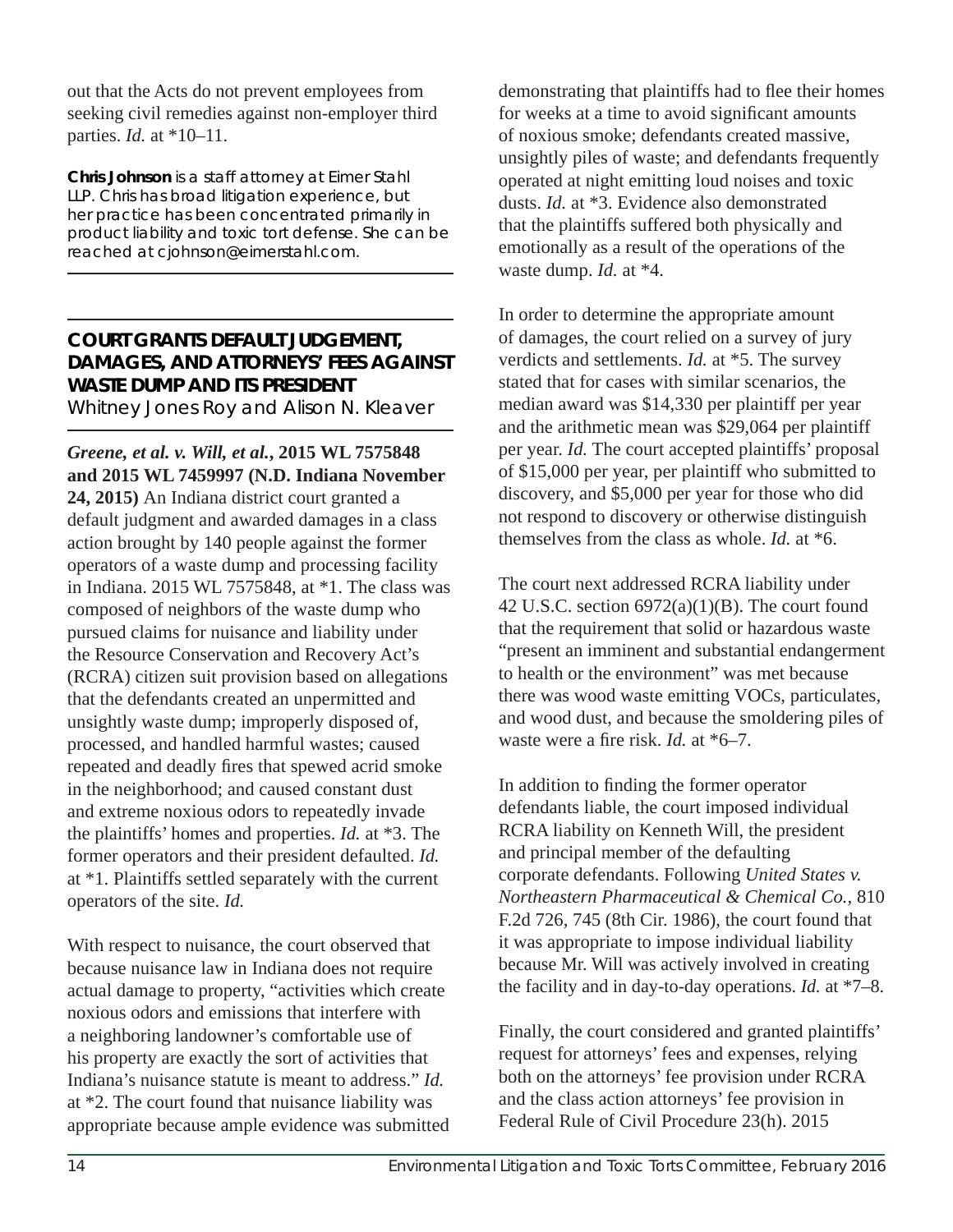out that the Acts do not prevent employees from seeking civil remedies against non-employer third parties. *Id.* at *10–11.

**Chris Johnson** is a staff attorney at Eimer Stahl LLP. Chris has broad litigation experience, but her practice has been concentrated primarily in product liability and toxic tort defense. She can be reached at cjohnson@eimerstahl.com.

---

## COURT GRANTS DEFAULT JUDGEMENT, DAMAGES, AND ATTORNEYS' FEES AGAINST WASTE DUMP AND ITS PRESIDENT

Whitney Jones Roy and Alison N. Kleaver

***Greene, et al. v. Will, et al.*, 2015 WL 7575848 and 2015 WL 7459997 (N.D. Indiana November 24, 2015)** An Indiana district court granted a default judgment and awarded damages in a class action brought by 140 people against the former operators of a waste dump and processing facility in Indiana. 2015 WL 7575848, at *1. The class was composed of neighbors of the waste dump who pursued claims for nuisance and liability under the Resource Conservation and Recovery Act's (RCRA) citizen suit provision based on allegations that the defendants created an unpermitted and unsightly waste dump; improperly disposed of, processed, and handled harmful wastes; caused repeated and deadly fires that spewed acrid smoke in the neighborhood; and caused constant dust and extreme noxious odors to repeatedly invade the plaintiffs' homes and properties. *Id.* at *3. The former operators and their president defaulted. *Id.* at *1. Plaintiffs settled separately with the current operators of the site. *Id.*

With respect to nuisance, the court observed that because nuisance law in Indiana does not require actual damage to property, "activities which create noxious odors and emissions that interfere with a neighboring landowner's comfortable use of his property are exactly the sort of activities that Indiana's nuisance statute is meant to address." *Id.* at *2. The court found that nuisance liability was appropriate because ample evidence was submitted demonstrating that plaintiffs had to flee their homes for weeks at a time to avoid significant amounts of noxious smoke; defendants created massive, unsightly piles of waste; and defendants frequently operated at night emitting loud noises and toxic dusts. *Id.* at *3. Evidence also demonstrated that the plaintiffs suffered both physically and emotionally as a result of the operations of the waste dump. *Id.* at *4.

In order to determine the appropriate amount of damages, the court relied on a survey of jury verdicts and settlements. *Id.* at *5. The survey stated that for cases with similar scenarios, the median award was $14,330 per plaintiff per year and the arithmetic mean was $29,064 per plaintiff per year. *Id.* The court accepted plaintiffs' proposal of $15,000 per year, per plaintiff who submitted to discovery, and $5,000 per year for those who did not respond to discovery or otherwise distinguish themselves from the class as whole. *Id.* at *6.

The court next addressed RCRA liability under 42 U.S.C. section 6972(a)(1)(B). The court found that the requirement that solid or hazardous waste "present an imminent and substantial endangerment to health or the environment" was met because there was wood waste emitting VOCs, particulates, and wood dust, and because the smoldering piles of waste were a fire risk. *Id.* at *6–7.

In addition to finding the former operator defendants liable, the court imposed individual RCRA liability on Kenneth Will, the president and principal member of the defaulting corporate defendants. Following *United States v. Northeastern Pharmaceutical & Chemical Co.*, 810 F.2d 726, 745 (8th Cir. 1986), the court found that it was appropriate to impose individual liability because Mr. Will was actively involved in creating the facility and in day-to-day operations. *Id.* at *7–8.

Finally, the court considered and granted plaintiffs' request for attorneys' fees and expenses, relying both on the attorneys' fee provision under RCRA and the class action attorneys' fee provision in Federal Rule of Civil Procedure 23(h). 2015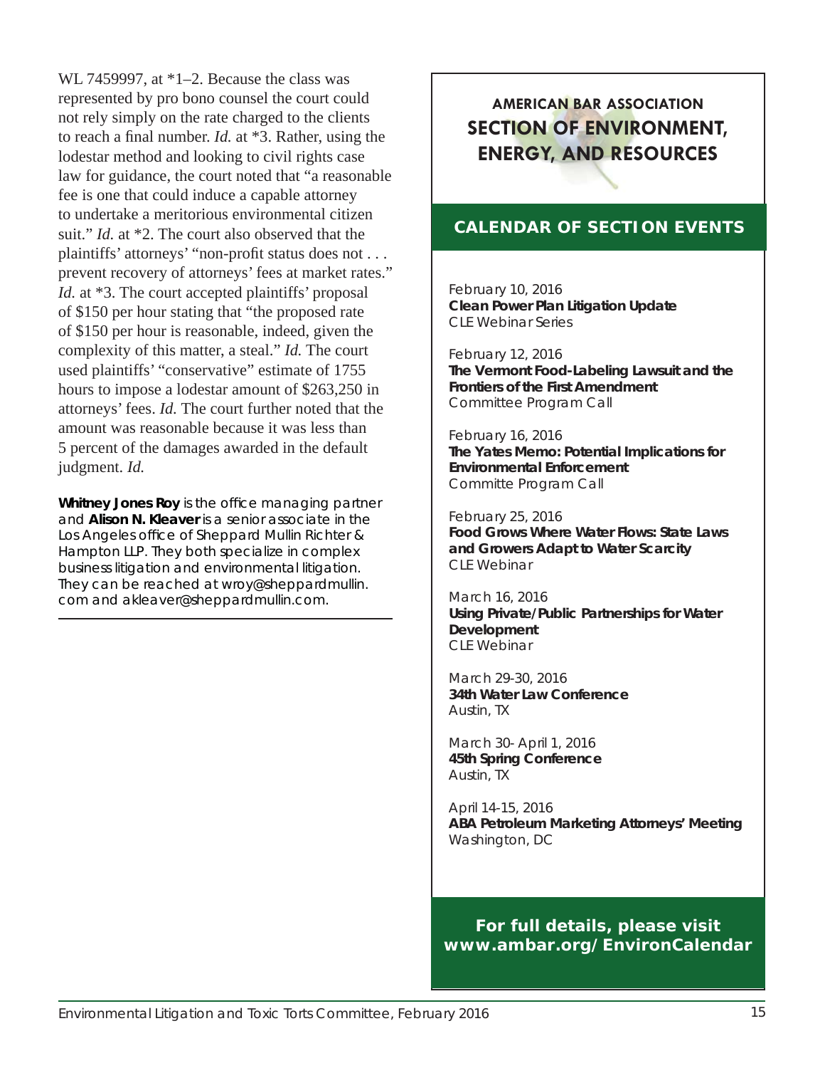WL 7459997, at *1–2. Because the class was represented by pro bono counsel the court could not rely simply on the rate charged to the clients to reach a final number. *Id.* at *3. Rather, using the lodestar method and looking to civil rights case law for guidance, the court noted that "a reasonable fee is one that could induce a capable attorney to undertake a meritorious environmental citizen suit." *Id.* at *2. The court also observed that the plaintiffs' attorneys' "non-profit status does not . . . prevent recovery of attorneys' fees at market rates." *Id.* at *3. The court accepted plaintiffs' proposal of $150 per hour stating that "the proposed rate of $150 per hour is reasonable, indeed, given the complexity of this matter, a steal." *Id.* The court used plaintiffs' "conservative" estimate of 1755 hours to impose a lodestar amount of $263,250 in attorneys' fees. *Id.* The court further noted that the amount was reasonable because it was less than 5 percent of the damages awarded in the default judgment. *Id.*

**Whitney Jones Roy** is the office managing partner and **Alison N. Kleaver** is a senior associate in the Los Angeles office of Sheppard Mullin Richter & Hampton LLP. They both specialize in complex business litigation and environmental litigation. They can be reached at wroy@sheppardmullin.com and akleaver@sheppardmullin.com.

---

AMERICAN BAR ASSOCIATION
## SECTION OF ENVIRONMENT, ENERGY, AND RESOURCES

### CALENDAR OF SECTION EVENTS

February 10, 2016
**Clean Power Plan Litigation Update**
CLE Webinar Series

February 12, 2016
**The Vermont Food-Labeling Lawsuit and the Frontiers of the First Amendment**
Committee Program Call

February 16, 2016
**The Yates Memo: Potential Implications for Environmental Enforcement**
Committe Program Call

February 25, 2016
**Food Grows Where Water Flows: State Laws and Growers Adapt to Water Scarcity**
CLE Webinar

March 16, 2016
**Using Private/Public Partnerships for Water Development**
CLE Webinar

March 29-30, 2016
**34th Water Law Conference**
Austin, TX

March 30- April 1, 2016
**45th Spring Conference**
Austin, TX

April 14-15, 2016
**ABA Petroleum Marketing Attorneys' Meeting**
Washington, DC

**For full details, please visit www.ambar.org/EnvironCalendar**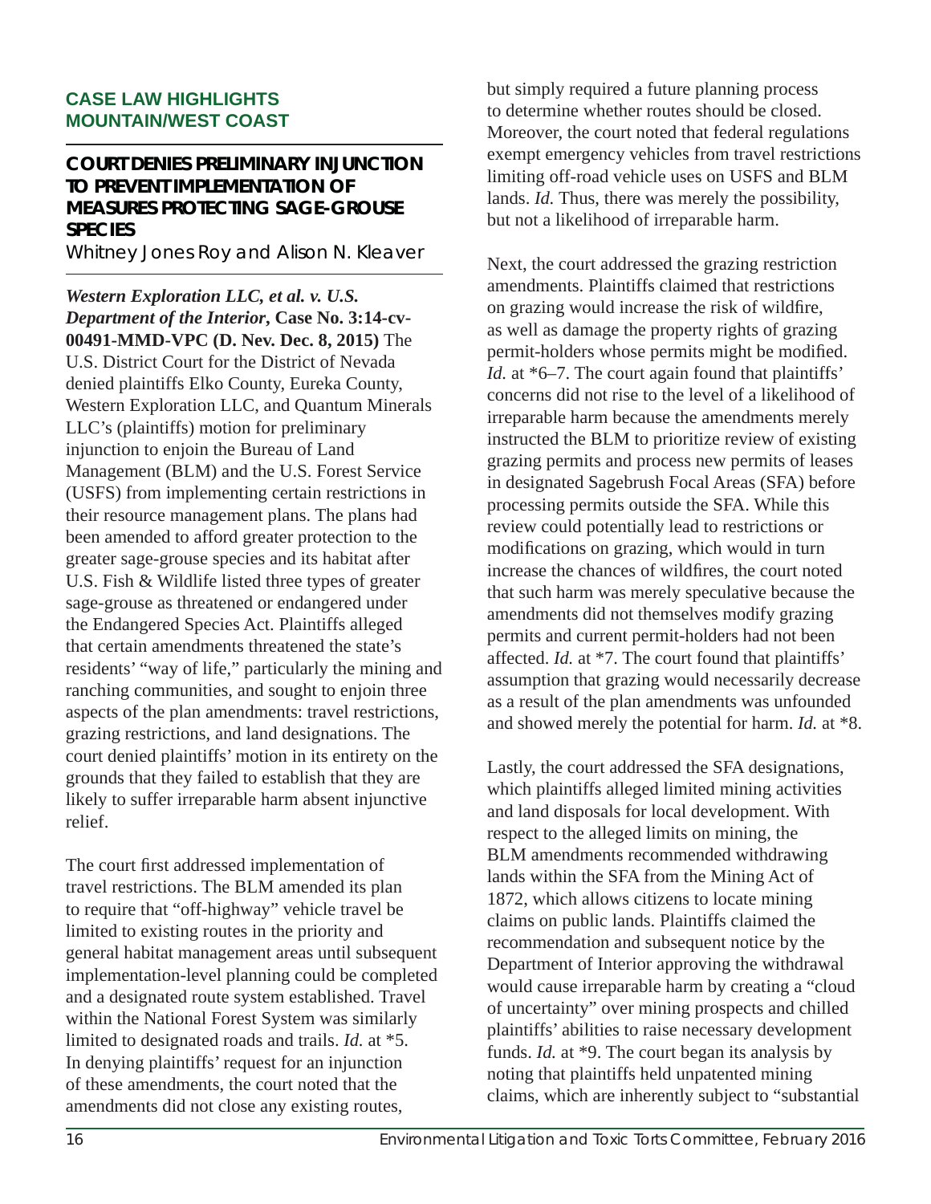## CASE LAW HIGHLIGHTS
## MOUNTAIN/WEST COAST

### COURT DENIES PRELIMINARY INJUNCTION TO PREVENT IMPLEMENTATION OF MEASURES PROTECTING SAGE-GROUSE SPECIES

Whitney Jones Roy and Alison N. Kleaver

***Western Exploration LLC, et al. v. U.S. Department of the Interior*, Case No. 3:14-cv-00491-MMD-VPC (D. Nev. Dec. 8, 2015)** The U.S. District Court for the District of Nevada denied plaintiffs Elko County, Eureka County, Western Exploration LLC, and Quantum Minerals LLC's (plaintiffs) motion for preliminary injunction to enjoin the Bureau of Land Management (BLM) and the U.S. Forest Service (USFS) from implementing certain restrictions in their resource management plans. The plans had been amended to afford greater protection to the greater sage-grouse species and its habitat after U.S. Fish & Wildlife listed three types of greater sage-grouse as threatened or endangered under the Endangered Species Act. Plaintiffs alleged that certain amendments threatened the state's residents' "way of life," particularly the mining and ranching communities, and sought to enjoin three aspects of the plan amendments: travel restrictions, grazing restrictions, and land designations. The court denied plaintiffs' motion in its entirety on the grounds that they failed to establish that they are likely to suffer irreparable harm absent injunctive relief.

The court first addressed implementation of travel restrictions. The BLM amended its plan to require that "off-highway" vehicle travel be limited to existing routes in the priority and general habitat management areas until subsequent implementation-level planning could be completed and a designated route system established. Travel within the National Forest System was similarly limited to designated roads and trails. *Id.* at *5. In denying plaintiffs' request for an injunction of these amendments, the court noted that the amendments did not close any existing routes, but simply required a future planning process to determine whether routes should be closed. Moreover, the court noted that federal regulations exempt emergency vehicles from travel restrictions limiting off-road vehicle uses on USFS and BLM lands. *Id.* Thus, there was merely the possibility, but not a likelihood of irreparable harm.

Next, the court addressed the grazing restriction amendments. Plaintiffs claimed that restrictions on grazing would increase the risk of wildfire, as well as damage the property rights of grazing permit-holders whose permits might be modified. *Id.* at *6–7. The court again found that plaintiffs' concerns did not rise to the level of a likelihood of irreparable harm because the amendments merely instructed the BLM to prioritize review of existing grazing permits and process new permits of leases in designated Sagebrush Focal Areas (SFA) before processing permits outside the SFA. While this review could potentially lead to restrictions or modifications on grazing, which would in turn increase the chances of wildfires, the court noted that such harm was merely speculative because the amendments did not themselves modify grazing permits and current permit-holders had not been affected. *Id.* at *7. The court found that plaintiffs' assumption that grazing would necessarily decrease as a result of the plan amendments was unfounded and showed merely the potential for harm. *Id.* at *8.

Lastly, the court addressed the SFA designations, which plaintiffs alleged limited mining activities and land disposals for local development. With respect to the alleged limits on mining, the BLM amendments recommended withdrawing lands within the SFA from the Mining Act of 1872, which allows citizens to locate mining claims on public lands. Plaintiffs claimed the recommendation and subsequent notice by the Department of Interior approving the withdrawal would cause irreparable harm by creating a "cloud of uncertainty" over mining prospects and chilled plaintiffs' abilities to raise necessary development funds. *Id.* at *9. The court began its analysis by noting that plaintiffs held unpatented mining claims, which are inherently subject to "substantial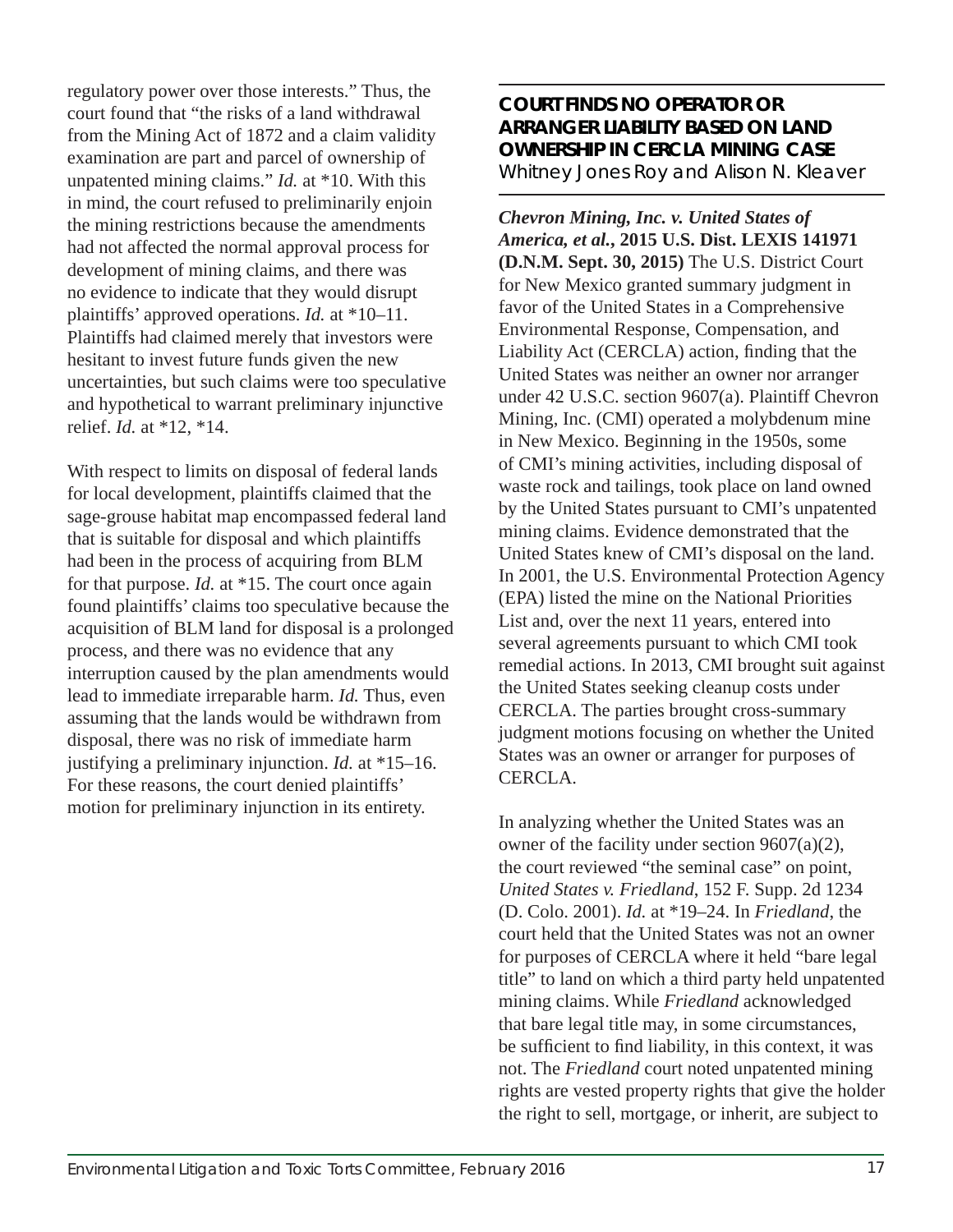regulatory power over those interests." Thus, the court found that "the risks of a land withdrawal from the Mining Act of 1872 and a claim validity examination are part and parcel of ownership of unpatented mining claims." *Id.* at *10. With this in mind, the court refused to preliminarily enjoin the mining restrictions because the amendments had not affected the normal approval process for development of mining claims, and there was no evidence to indicate that they would disrupt plaintiffs' approved operations. *Id.* at *10–11. Plaintiffs had claimed merely that investors were hesitant to invest future funds given the new uncertainties, but such claims were too speculative and hypothetical to warrant preliminary injunctive relief. *Id.* at *12, *14.

With respect to limits on disposal of federal lands for local development, plaintiffs claimed that the sage-grouse habitat map encompassed federal land that is suitable for disposal and which plaintiffs had been in the process of acquiring from BLM for that purpose. *Id.* at *15. The court once again found plaintiffs' claims too speculative because the acquisition of BLM land for disposal is a prolonged process, and there was no evidence that any interruption caused by the plan amendments would lead to immediate irreparable harm. *Id.* Thus, even assuming that the lands would be withdrawn from disposal, there was no risk of immediate harm justifying a preliminary injunction. *Id.* at *15–16. For these reasons, the court denied plaintiffs' motion for preliminary injunction in its entirety.

## COURT FINDS NO OPERATOR OR ARRANGER LIABILITY BASED ON LAND OWNERSHIP IN CERCLA MINING CASE

Whitney Jones Roy and Alison N. Kleaver

***Chevron Mining, Inc. v. United States of America, et al.*, 2015 U.S. Dist. LEXIS 141971 (D.N.M. Sept. 30, 2015)** The U.S. District Court for New Mexico granted summary judgment in favor of the United States in a Comprehensive Environmental Response, Compensation, and Liability Act (CERCLA) action, finding that the United States was neither an owner nor arranger under 42 U.S.C. section 9607(a). Plaintiff Chevron Mining, Inc. (CMI) operated a molybdenum mine in New Mexico. Beginning in the 1950s, some of CMI's mining activities, including disposal of waste rock and tailings, took place on land owned by the United States pursuant to CMI's unpatented mining claims. Evidence demonstrated that the United States knew of CMI's disposal on the land. In 2001, the U.S. Environmental Protection Agency (EPA) listed the mine on the National Priorities List and, over the next 11 years, entered into several agreements pursuant to which CMI took remedial actions. In 2013, CMI brought suit against the United States seeking cleanup costs under CERCLA. The parties brought cross-summary judgment motions focusing on whether the United States was an owner or arranger for purposes of CERCLA.

In analyzing whether the United States was an owner of the facility under section 9607(a)(2), the court reviewed "the seminal case" on point, *United States v. Friedland*, 152 F. Supp. 2d 1234 (D. Colo. 2001). *Id.* at *19–24. In *Friedland*, the court held that the United States was not an owner for purposes of CERCLA where it held "bare legal title" to land on which a third party held unpatented mining claims. While *Friedland* acknowledged that bare legal title may, in some circumstances, be sufficient to find liability, in this context, it was not. The *Friedland* court noted unpatented mining rights are vested property rights that give the holder the right to sell, mortgage, or inherit, are subject to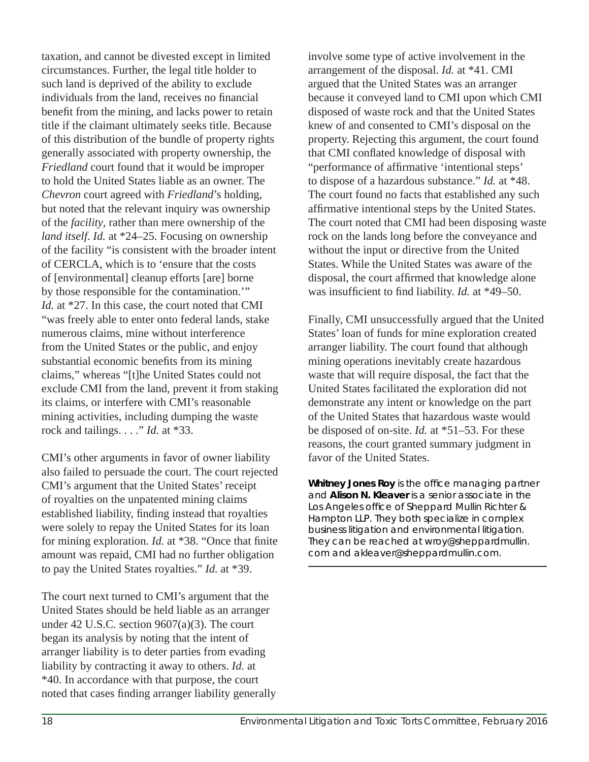taxation, and cannot be divested except in limited circumstances. Further, the legal title holder to such land is deprived of the ability to exclude individuals from the land, receives no financial benefit from the mining, and lacks power to retain title if the claimant ultimately seeks title. Because of this distribution of the bundle of property rights generally associated with property ownership, the *Friedland* court found that it would be improper to hold the United States liable as an owner. The *Chevron* court agreed with *Friedland*'s holding, but noted that the relevant inquiry was ownership of the *facility*, rather than mere ownership of the *land itself*. *Id.* at *24–25. Focusing on ownership of the facility "is consistent with the broader intent of CERCLA, which is to 'ensure that the costs of [environmental] cleanup efforts [are] borne by those responsible for the contamination.'" *Id.* at *27. In this case, the court noted that CMI "was freely able to enter onto federal lands, stake numerous claims, mine without interference from the United States or the public, and enjoy substantial economic benefits from its mining claims," whereas "[t]he United States could not exclude CMI from the land, prevent it from staking its claims, or interfere with CMI's reasonable mining activities, including dumping the waste rock and tailings. . . ." *Id.* at *33.

CMI's other arguments in favor of owner liability also failed to persuade the court. The court rejected CMI's argument that the United States' receipt of royalties on the unpatented mining claims established liability, finding instead that royalties were solely to repay the United States for its loan for mining exploration. *Id.* at *38. "Once that finite amount was repaid, CMI had no further obligation to pay the United States royalties." *Id.* at *39.

The court next turned to CMI's argument that the United States should be held liable as an arranger under 42 U.S.C. section 9607(a)(3). The court began its analysis by noting that the intent of arranger liability is to deter parties from evading liability by contracting it away to others. *Id.* at *40. In accordance with that purpose, the court noted that cases finding arranger liability generally involve some type of active involvement in the arrangement of the disposal. *Id.* at *41. CMI argued that the United States was an arranger because it conveyed land to CMI upon which CMI disposed of waste rock and that the United States knew of and consented to CMI's disposal on the property. Rejecting this argument, the court found that CMI conflated knowledge of disposal with "performance of affirmative 'intentional steps' to dispose of a hazardous substance." *Id.* at *48. The court found no facts that established any such affirmative intentional steps by the United States. The court noted that CMI had been disposing waste rock on the lands long before the conveyance and without the input or directive from the United States. While the United States was aware of the disposal, the court affirmed that knowledge alone was insufficient to find liability. *Id.* at *49–50.

Finally, CMI unsuccessfully argued that the United States' loan of funds for mine exploration created arranger liability. The court found that although mining operations inevitably create hazardous waste that will require disposal, the fact that the United States facilitated the exploration did not demonstrate any intent or knowledge on the part of the United States that hazardous waste would be disposed of on-site. *Id.* at *51–53. For these reasons, the court granted summary judgment in favor of the United States.

**Whitney Jones Roy** is the office managing partner and **Alison N. Kleaver** is a senior associate in the Los Angeles office of Sheppard Mullin Richter & Hampton LLP. They both specialize in complex business litigation and environmental litigation. They can be reached at wroy@sheppardmullin.com and akleaver@sheppardmullin.com.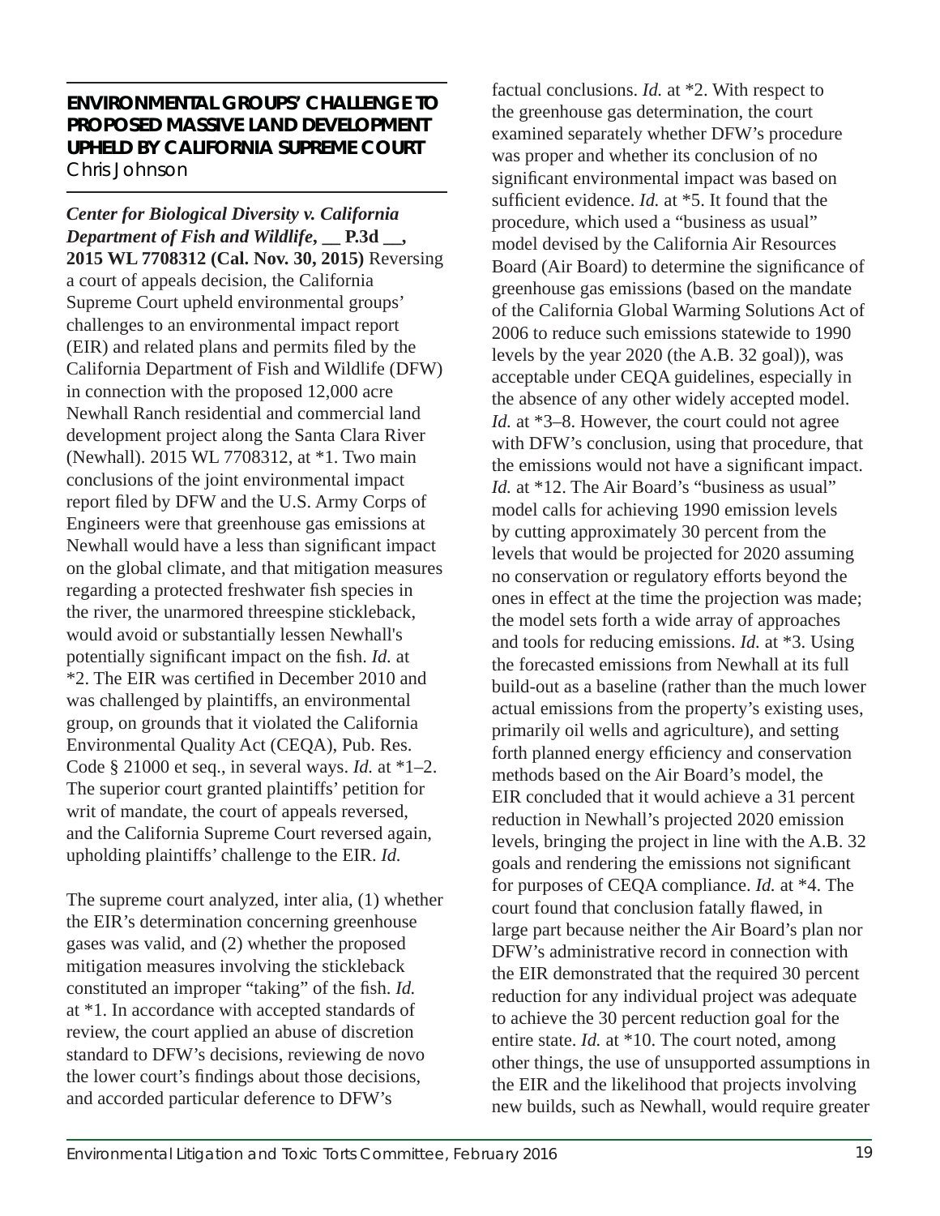## ENVIRONMENTAL GROUPS' CHALLENGE TO PROPOSED MASSIVE LAND DEVELOPMENT UPHELD BY CALIFORNIA SUPREME COURT

Chris Johnson

***Center for Biological Diversity v. California Department of Fish and Wildlife*, __ P.3d __, 2015 WL 7708312 (Cal. Nov. 30, 2015)** Reversing a court of appeals decision, the California Supreme Court upheld environmental groups' challenges to an environmental impact report (EIR) and related plans and permits filed by the California Department of Fish and Wildlife (DFW) in connection with the proposed 12,000 acre Newhall Ranch residential and commercial land development project along the Santa Clara River (Newhall). 2015 WL 7708312, at *1. Two main conclusions of the joint environmental impact report filed by DFW and the U.S. Army Corps of Engineers were that greenhouse gas emissions at Newhall would have a less than significant impact on the global climate, and that mitigation measures regarding a protected freshwater fish species in the river, the unarmored threespine stickleback, would avoid or substantially lessen Newhall's potentially significant impact on the fish. *Id.* at *2. The EIR was certified in December 2010 and was challenged by plaintiffs, an environmental group, on grounds that it violated the California Environmental Quality Act (CEQA), Pub. Res. Code § 21000 et seq., in several ways. *Id.* at *1–2. The superior court granted plaintiffs' petition for writ of mandate, the court of appeals reversed, and the California Supreme Court reversed again, upholding plaintiffs' challenge to the EIR. *Id.*

The supreme court analyzed, inter alia, (1) whether the EIR's determination concerning greenhouse gases was valid, and (2) whether the proposed mitigation measures involving the stickleback constituted an improper "taking" of the fish. *Id.* at *1. In accordance with accepted standards of review, the court applied an abuse of discretion standard to DFW's decisions, reviewing de novo the lower court's findings about those decisions, and accorded particular deference to DFW's factual conclusions. *Id.* at *2. With respect to the greenhouse gas determination, the court examined separately whether DFW's procedure was proper and whether its conclusion of no significant environmental impact was based on sufficient evidence. *Id.* at *5. It found that the procedure, which used a "business as usual" model devised by the California Air Resources Board (Air Board) to determine the significance of greenhouse gas emissions (based on the mandate of the California Global Warming Solutions Act of 2006 to reduce such emissions statewide to 1990 levels by the year 2020 (the A.B. 32 goal)), was acceptable under CEQA guidelines, especially in the absence of any other widely accepted model. *Id.* at *3–8. However, the court could not agree with DFW's conclusion, using that procedure, that the emissions would not have a significant impact. *Id.* at *12. The Air Board's "business as usual" model calls for achieving 1990 emission levels by cutting approximately 30 percent from the levels that would be projected for 2020 assuming no conservation or regulatory efforts beyond the ones in effect at the time the projection was made; the model sets forth a wide array of approaches and tools for reducing emissions. *Id.* at *3. Using the forecasted emissions from Newhall at its full build-out as a baseline (rather than the much lower actual emissions from the property's existing uses, primarily oil wells and agriculture), and setting forth planned energy efficiency and conservation methods based on the Air Board's model, the EIR concluded that it would achieve a 31 percent reduction in Newhall's projected 2020 emission levels, bringing the project in line with the A.B. 32 goals and rendering the emissions not significant for purposes of CEQA compliance. *Id.* at *4. The court found that conclusion fatally flawed, in large part because neither the Air Board's plan nor DFW's administrative record in connection with the EIR demonstrated that the required 30 percent reduction for any individual project was adequate to achieve the 30 percent reduction goal for the entire state. *Id.* at *10. The court noted, among other things, the use of unsupported assumptions in the EIR and the likelihood that projects involving new builds, such as Newhall, would require greater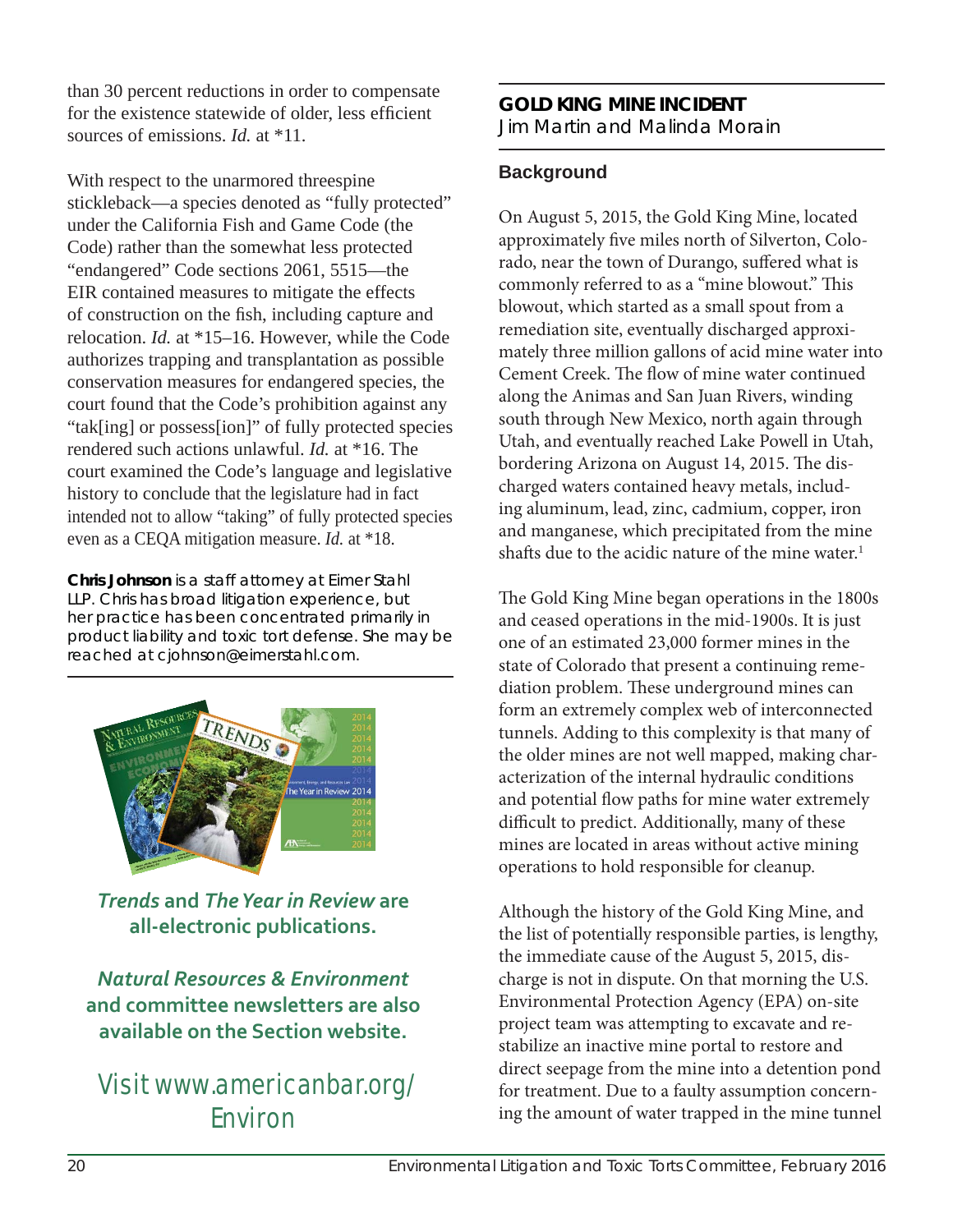than 30 percent reductions in order to compensate for the existence statewide of older, less efficient sources of emissions. *Id.* at *11.

With respect to the unarmored threespine stickleback—a species denoted as "fully protected" under the California Fish and Game Code (the Code) rather than the somewhat less protected "endangered" Code sections 2061, 5515—the EIR contained measures to mitigate the effects of construction on the fish, including capture and relocation. *Id.* at *15–16. However, while the Code authorizes trapping and transplantation as possible conservation measures for endangered species, the court found that the Code's prohibition against any "tak[ing] or possess[ion]" of fully protected species rendered such actions unlawful. *Id.* at *16. The court examined the Code's language and legislative history to conclude that the legislature had in fact intended not to allow "taking" of fully protected species even as a CEQA mitigation measure. *Id.* at *18.

**Chris Johnson** is a staff attorney at Eimer Stahl LLP. Chris has broad litigation experience, but her practice has been concentrated primarily in product liability and toxic tort defense. She may be reached at cjohnson@eimerstahl.com.

***Trends*** **and** ***The Year in Review*** **are all-electronic publications.**

***Natural Resources & Environment*** **and committee newsletters are also available on the Section website.**

Visit www.americanbar.org/Environ

## GOLD KING MINE INCIDENT

Jim Martin and Malinda Morain

### Background

On August 5, 2015, the Gold King Mine, located approximately five miles north of Silverton, Colorado, near the town of Durango, suffered what is commonly referred to as a "mine blowout." This blowout, which started as a small spout from a remediation site, eventually discharged approximately three million gallons of acid mine water into Cement Creek. The flow of mine water continued along the Animas and San Juan Rivers, winding south through New Mexico, north again through Utah, and eventually reached Lake Powell in Utah, bordering Arizona on August 14, 2015. The discharged waters contained heavy metals, including aluminum, lead, zinc, cadmium, copper, iron and manganese, which precipitated from the mine shafts due to the acidic nature of the mine water.[1]

The Gold King Mine began operations in the 1800s and ceased operations in the mid-1900s. It is just one of an estimated 23,000 former mines in the state of Colorado that present a continuing remediation problem. These underground mines can form an extremely complex web of interconnected tunnels. Adding to this complexity is that many of the older mines are not well mapped, making characterization of the internal hydraulic conditions and potential flow paths for mine water extremely difficult to predict. Additionally, many of these mines are located in areas without active mining operations to hold responsible for cleanup.

Although the history of the Gold King Mine, and the list of potentially responsible parties, is lengthy, the immediate cause of the August 5, 2015, discharge is not in dispute. On that morning the U.S. Environmental Protection Agency (EPA) on-site project team was attempting to excavate and re-stabilize an inactive mine portal to restore and direct seepage from the mine into a detention pond for treatment. Due to a faulty assumption concerning the amount of water trapped in the mine tunnel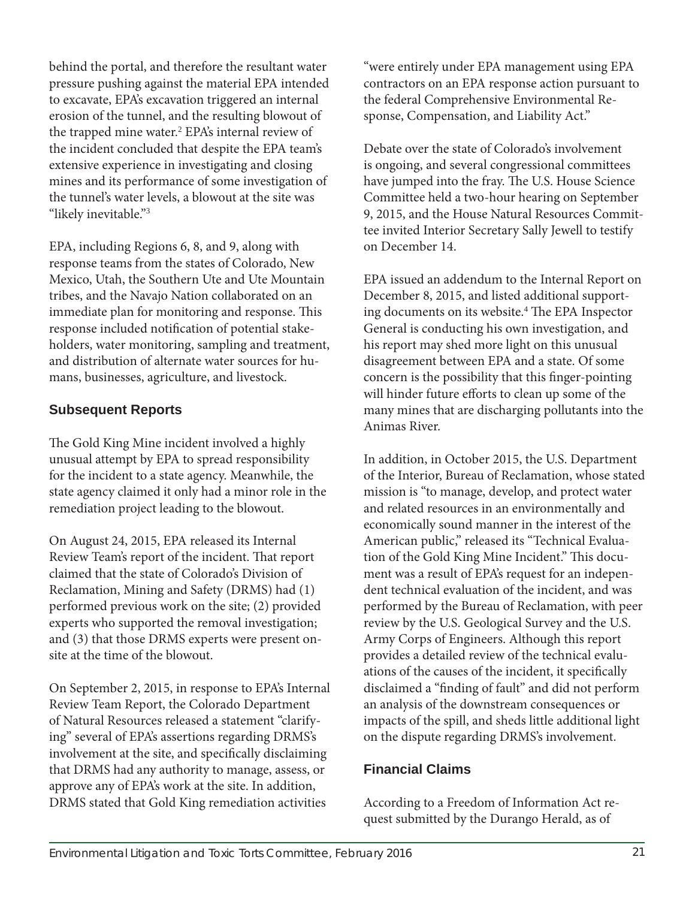behind the portal, and therefore the resultant water pressure pushing against the material EPA intended to excavate, EPA's excavation triggered an internal erosion of the tunnel, and the resulting blowout of the trapped mine water.[2] EPA's internal review of the incident concluded that despite the EPA team's extensive experience in investigating and closing mines and its performance of some investigation of the tunnel's water levels, a blowout at the site was "likely inevitable."[3]

EPA, including Regions 6, 8, and 9, along with response teams from the states of Colorado, New Mexico, Utah, the Southern Ute and Ute Mountain tribes, and the Navajo Nation collaborated on an immediate plan for monitoring and response. This response included notification of potential stakeholders, water monitoring, sampling and treatment, and distribution of alternate water sources for humans, businesses, agriculture, and livestock.

## Subsequent Reports

The Gold King Mine incident involved a highly unusual attempt by EPA to spread responsibility for the incident to a state agency. Meanwhile, the state agency claimed it only had a minor role in the remediation project leading to the blowout.

On August 24, 2015, EPA released its Internal Review Team's report of the incident. That report claimed that the state of Colorado's Division of Reclamation, Mining and Safety (DRMS) had (1) performed previous work on the site; (2) provided experts who supported the removal investigation; and (3) that those DRMS experts were present onsite at the time of the blowout.

On September 2, 2015, in response to EPA's Internal Review Team Report, the Colorado Department of Natural Resources released a statement "clarifying" several of EPA's assertions regarding DRMS's involvement at the site, and specifically disclaiming that DRMS had any authority to manage, assess, or approve any of EPA's work at the site. In addition, DRMS stated that Gold King remediation activities "were entirely under EPA management using EPA contractors on an EPA response action pursuant to the federal Comprehensive Environmental Response, Compensation, and Liability Act."

Debate over the state of Colorado's involvement is ongoing, and several congressional committees have jumped into the fray. The U.S. House Science Committee held a two-hour hearing on September 9, 2015, and the House Natural Resources Committee invited Interior Secretary Sally Jewell to testify on December 14.

EPA issued an addendum to the Internal Report on December 8, 2015, and listed additional supporting documents on its website.[4] The EPA Inspector General is conducting his own investigation, and his report may shed more light on this unusual disagreement between EPA and a state. Of some concern is the possibility that this finger-pointing will hinder future efforts to clean up some of the many mines that are discharging pollutants into the Animas River.

In addition, in October 2015, the U.S. Department of the Interior, Bureau of Reclamation, whose stated mission is "to manage, develop, and protect water and related resources in an environmentally and economically sound manner in the interest of the American public," released its "Technical Evaluation of the Gold King Mine Incident." This document was a result of EPA's request for an independent technical evaluation of the incident, and was performed by the Bureau of Reclamation, with peer review by the U.S. Geological Survey and the U.S. Army Corps of Engineers. Although this report provides a detailed review of the technical evaluations of the causes of the incident, it specifically disclaimed a "finding of fault" and did not perform an analysis of the downstream consequences or impacts of the spill, and sheds little additional light on the dispute regarding DRMS's involvement.

## Financial Claims

According to a Freedom of Information Act request submitted by the Durango Herald, as of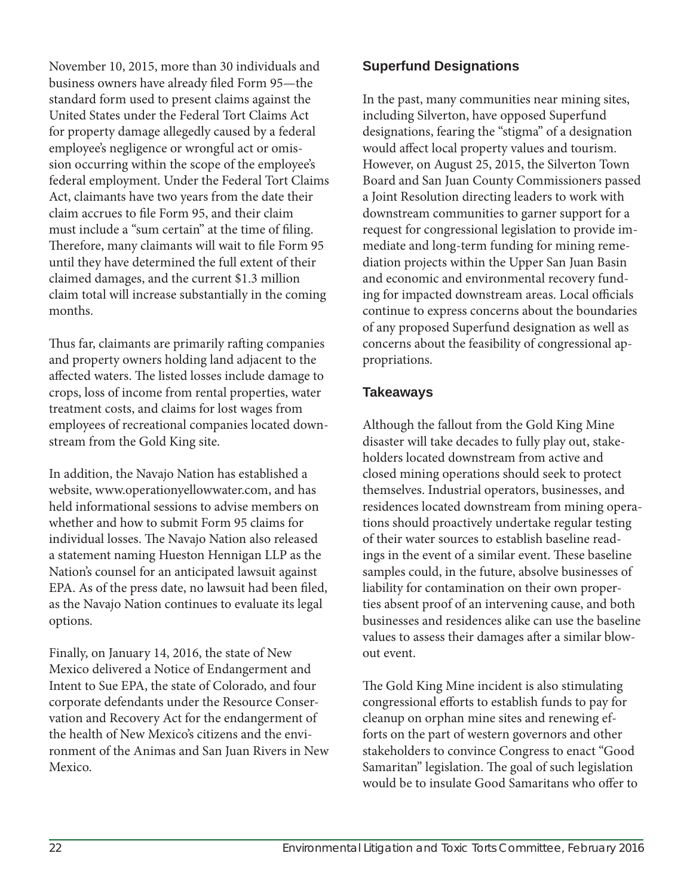November 10, 2015, more than 30 individuals and business owners have already filed Form 95—the standard form used to present claims against the United States under the Federal Tort Claims Act for property damage allegedly caused by a federal employee's negligence or wrongful act or omission occurring within the scope of the employee's federal employment. Under the Federal Tort Claims Act, claimants have two years from the date their claim accrues to file Form 95, and their claim must include a "sum certain" at the time of filing. Therefore, many claimants will wait to file Form 95 until they have determined the full extent of their claimed damages, and the current $1.3 million claim total will increase substantially in the coming months.

Thus far, claimants are primarily rafting companies and property owners holding land adjacent to the affected waters. The listed losses include damage to crops, loss of income from rental properties, water treatment costs, and claims for lost wages from employees of recreational companies located downstream from the Gold King site.

In addition, the Navajo Nation has established a website, www.operationyellowwater.com, and has held informational sessions to advise members on whether and how to submit Form 95 claims for individual losses. The Navajo Nation also released a statement naming Hueston Hennigan LLP as the Nation's counsel for an anticipated lawsuit against EPA. As of the press date, no lawsuit had been filed, as the Navajo Nation continues to evaluate its legal options.

Finally, on January 14, 2016, the state of New Mexico delivered a Notice of Endangerment and Intent to Sue EPA, the state of Colorado, and four corporate defendants under the Resource Conservation and Recovery Act for the endangerment of the health of New Mexico's citizens and the environment of the Animas and San Juan Rivers in New Mexico.

### Superfund Designations

In the past, many communities near mining sites, including Silverton, have opposed Superfund designations, fearing the "stigma" of a designation would affect local property values and tourism. However, on August 25, 2015, the Silverton Town Board and San Juan County Commissioners passed a Joint Resolution directing leaders to work with downstream communities to garner support for a request for congressional legislation to provide immediate and long-term funding for mining remediation projects within the Upper San Juan Basin and economic and environmental recovery funding for impacted downstream areas. Local officials continue to express concerns about the boundaries of any proposed Superfund designation as well as concerns about the feasibility of congressional appropriations.

### Takeaways

Although the fallout from the Gold King Mine disaster will take decades to fully play out, stakeholders located downstream from active and closed mining operations should seek to protect themselves. Industrial operators, businesses, and residences located downstream from mining operations should proactively undertake regular testing of their water sources to establish baseline readings in the event of a similar event. These baseline samples could, in the future, absolve businesses of liability for contamination on their own properties absent proof of an intervening cause, and both businesses and residences alike can use the baseline values to assess their damages after a similar blowout event.

The Gold King Mine incident is also stimulating congressional efforts to establish funds to pay for cleanup on orphan mine sites and renewing efforts on the part of western governors and other stakeholders to convince Congress to enact "Good Samaritan" legislation. The goal of such legislation would be to insulate Good Samaritans who offer to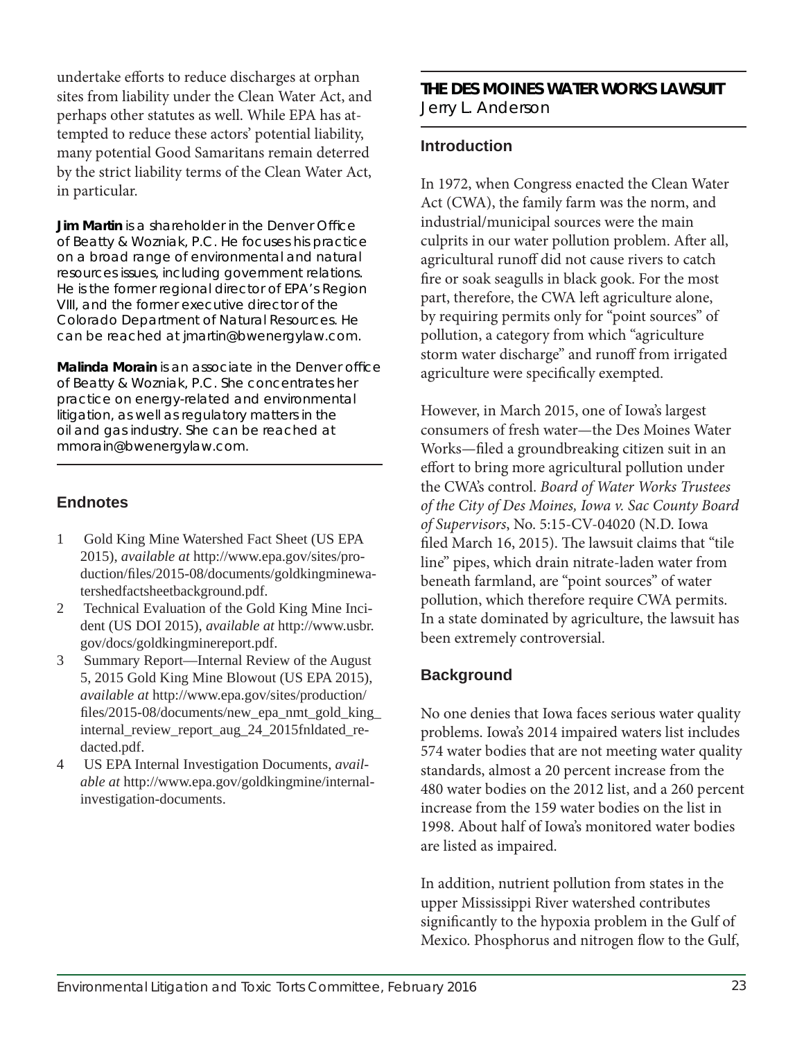undertake efforts to reduce discharges at orphan sites from liability under the Clean Water Act, and perhaps other statutes as well. While EPA has attempted to reduce these actors' potential liability, many potential Good Samaritans remain deterred by the strict liability terms of the Clean Water Act, in particular.

**Jim Martin** is a shareholder in the Denver Office of Beatty & Wozniak, P.C. He focuses his practice on a broad range of environmental and natural resources issues, including government relations. He is the former regional director of EPA's Region VIII, and the former executive director of the Colorado Department of Natural Resources. He can be reached at jmartin@bwenergylaw.com.

**Malinda Morain** is an associate in the Denver office of Beatty & Wozniak, P.C. She concentrates her practice on energy-related and environmental litigation, as well as regulatory matters in the oil and gas industry. She can be reached at mmorain@bwenergylaw.com.

## Endnotes

1. Gold King Mine Watershed Fact Sheet (US EPA 2015), *available at* http://www.epa.gov/sites/production/files/2015-08/documents/goldkingminewatershedfactsheetbackground.pdf.
2. Technical Evaluation of the Gold King Mine Incident (US DOI 2015), *available at* http://www.usbr.gov/docs/goldkingminereport.pdf.
3. Summary Report—Internal Review of the August 5, 2015 Gold King Mine Blowout (US EPA 2015), *available at* http://www.epa.gov/sites/production/files/2015-08/documents/new_epa_nmt_gold_king_internal_review_report_aug_24_2015fnldated_redacted.pdf.
4. US EPA Internal Investigation Documents, *available at* http://www.epa.gov/goldkingmine/internal-investigation-documents.

# THE DES MOINES WATER WORKS LAWSUIT

Jerry L. Anderson

## Introduction

In 1972, when Congress enacted the Clean Water Act (CWA), the family farm was the norm, and industrial/municipal sources were the main culprits in our water pollution problem. After all, agricultural runoff did not cause rivers to catch fire or soak seagulls in black gook. For the most part, therefore, the CWA left agriculture alone, by requiring permits only for "point sources" of pollution, a category from which "agriculture storm water discharge" and runoff from irrigated agriculture were specifically exempted.

However, in March 2015, one of Iowa's largest consumers of fresh water—the Des Moines Water Works—filed a groundbreaking citizen suit in an effort to bring more agricultural pollution under the CWA's control. *Board of Water Works Trustees of the City of Des Moines, Iowa v. Sac County Board of Supervisors*, No. 5:15-CV-04020 (N.D. Iowa filed March 16, 2015). The lawsuit claims that "tile line" pipes, which drain nitrate-laden water from beneath farmland, are "point sources" of water pollution, which therefore require CWA permits. In a state dominated by agriculture, the lawsuit has been extremely controversial.

## Background

No one denies that Iowa faces serious water quality problems. Iowa's 2014 impaired waters list includes 574 water bodies that are not meeting water quality standards, almost a 20 percent increase from the 480 water bodies on the 2012 list, and a 260 percent increase from the 159 water bodies on the list in 1998. About half of Iowa's monitored water bodies are listed as impaired.

In addition, nutrient pollution from states in the upper Mississippi River watershed contributes significantly to the hypoxia problem in the Gulf of Mexico. Phosphorus and nitrogen flow to the Gulf,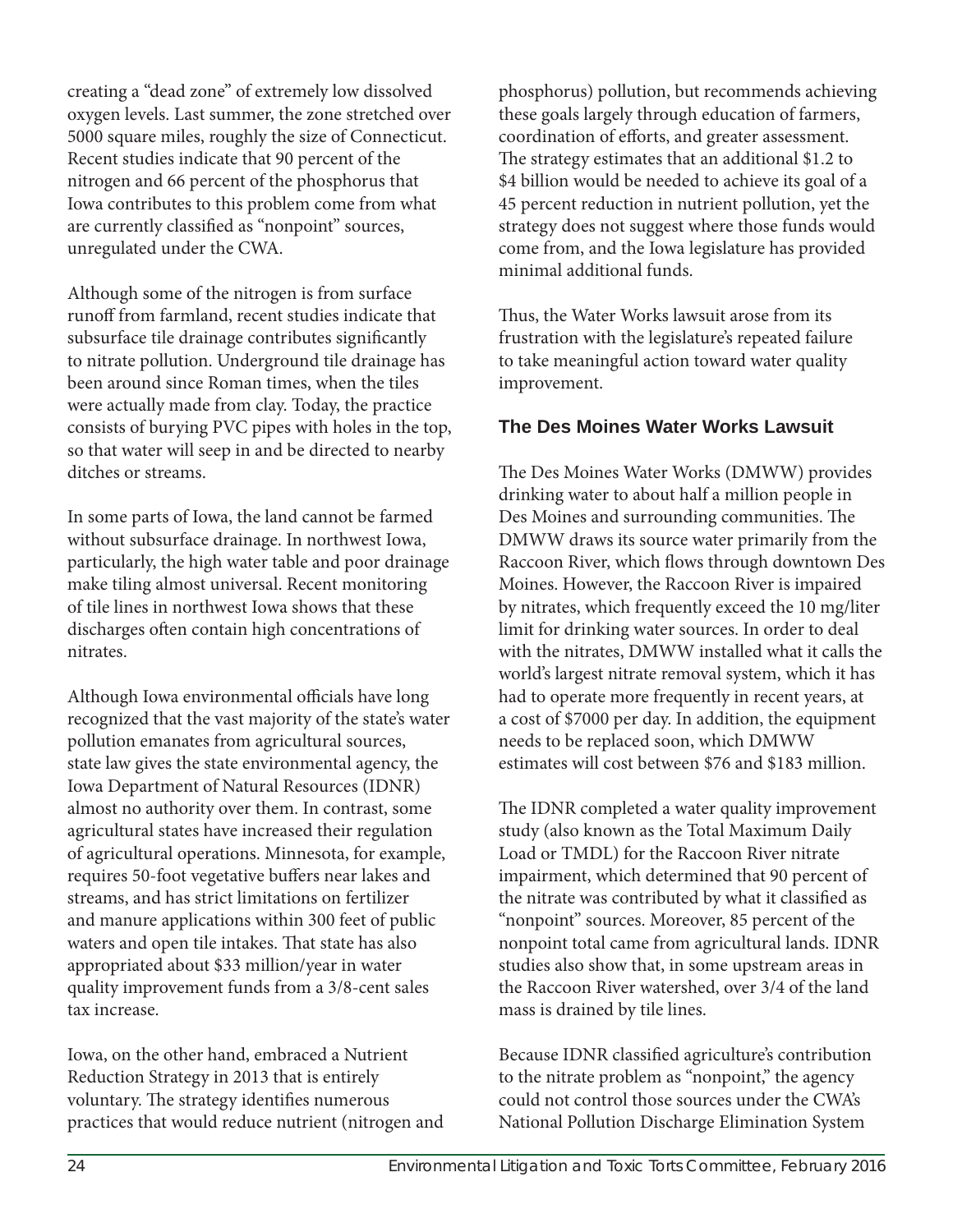creating a "dead zone" of extremely low dissolved oxygen levels. Last summer, the zone stretched over 5000 square miles, roughly the size of Connecticut. Recent studies indicate that 90 percent of the nitrogen and 66 percent of the phosphorus that Iowa contributes to this problem come from what are currently classified as "nonpoint" sources, unregulated under the CWA.

Although some of the nitrogen is from surface runoff from farmland, recent studies indicate that subsurface tile drainage contributes significantly to nitrate pollution. Underground tile drainage has been around since Roman times, when the tiles were actually made from clay. Today, the practice consists of burying PVC pipes with holes in the top, so that water will seep in and be directed to nearby ditches or streams.

In some parts of Iowa, the land cannot be farmed without subsurface drainage. In northwest Iowa, particularly, the high water table and poor drainage make tiling almost universal. Recent monitoring of tile lines in northwest Iowa shows that these discharges often contain high concentrations of nitrates.

Although Iowa environmental officials have long recognized that the vast majority of the state's water pollution emanates from agricultural sources, state law gives the state environmental agency, the Iowa Department of Natural Resources (IDNR) almost no authority over them. In contrast, some agricultural states have increased their regulation of agricultural operations. Minnesota, for example, requires 50-foot vegetative buffers near lakes and streams, and has strict limitations on fertilizer and manure applications within 300 feet of public waters and open tile intakes. That state has also appropriated about $33 million/year in water quality improvement funds from a 3/8-cent sales tax increase.

Iowa, on the other hand, embraced a Nutrient Reduction Strategy in 2013 that is entirely voluntary. The strategy identifies numerous practices that would reduce nutrient (nitrogen and phosphorus) pollution, but recommends achieving these goals largely through education of farmers, coordination of efforts, and greater assessment. The strategy estimates that an additional $1.2 to $4 billion would be needed to achieve its goal of a 45 percent reduction in nutrient pollution, yet the strategy does not suggest where those funds would come from, and the Iowa legislature has provided minimal additional funds.

Thus, the Water Works lawsuit arose from its frustration with the legislature's repeated failure to take meaningful action toward water quality improvement.

## The Des Moines Water Works Lawsuit

The Des Moines Water Works (DMWW) provides drinking water to about half a million people in Des Moines and surrounding communities. The DMWW draws its source water primarily from the Raccoon River, which flows through downtown Des Moines. However, the Raccoon River is impaired by nitrates, which frequently exceed the 10 mg/liter limit for drinking water sources. In order to deal with the nitrates, DMWW installed what it calls the world's largest nitrate removal system, which it has had to operate more frequently in recent years, at a cost of $7000 per day. In addition, the equipment needs to be replaced soon, which DMWW estimates will cost between $76 and $183 million.

The IDNR completed a water quality improvement study (also known as the Total Maximum Daily Load or TMDL) for the Raccoon River nitrate impairment, which determined that 90 percent of the nitrate was contributed by what it classified as "nonpoint" sources. Moreover, 85 percent of the nonpoint total came from agricultural lands. IDNR studies also show that, in some upstream areas in the Raccoon River watershed, over 3/4 of the land mass is drained by tile lines.

Because IDNR classified agriculture's contribution to the nitrate problem as "nonpoint," the agency could not control those sources under the CWA's National Pollution Discharge Elimination System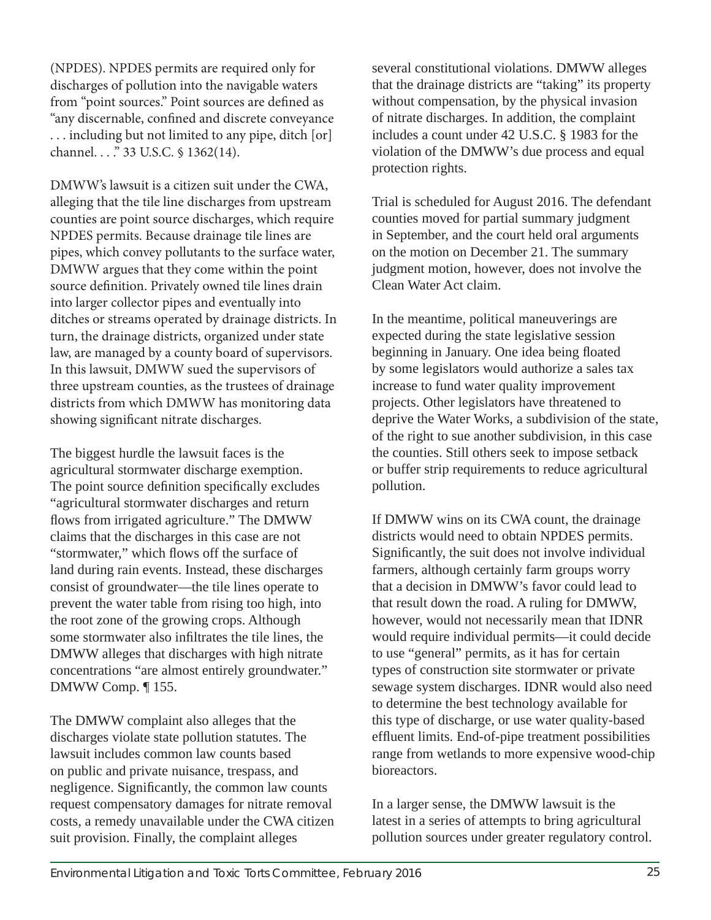(NPDES). NPDES permits are required only for discharges of pollution into the navigable waters from "point sources." Point sources are defined as "any discernable, confined and discrete conveyance . . . including but not limited to any pipe, ditch [or] channel. . . ." 33 U.S.C. § 1362(14).

DMWW's lawsuit is a citizen suit under the CWA, alleging that the tile line discharges from upstream counties are point source discharges, which require NPDES permits. Because drainage tile lines are pipes, which convey pollutants to the surface water, DMWW argues that they come within the point source definition. Privately owned tile lines drain into larger collector pipes and eventually into ditches or streams operated by drainage districts. In turn, the drainage districts, organized under state law, are managed by a county board of supervisors. In this lawsuit, DMWW sued the supervisors of three upstream counties, as the trustees of drainage districts from which DMWW has monitoring data showing significant nitrate discharges.

The biggest hurdle the lawsuit faces is the agricultural stormwater discharge exemption. The point source definition specifically excludes "agricultural stormwater discharges and return flows from irrigated agriculture." The DMWW claims that the discharges in this case are not "stormwater," which flows off the surface of land during rain events. Instead, these discharges consist of groundwater—the tile lines operate to prevent the water table from rising too high, into the root zone of the growing crops. Although some stormwater also infiltrates the tile lines, the DMWW alleges that discharges with high nitrate concentrations "are almost entirely groundwater." DMWW Comp. ¶ 155.

The DMWW complaint also alleges that the discharges violate state pollution statutes. The lawsuit includes common law counts based on public and private nuisance, trespass, and negligence. Significantly, the common law counts request compensatory damages for nitrate removal costs, a remedy unavailable under the CWA citizen suit provision. Finally, the complaint alleges several constitutional violations. DMWW alleges that the drainage districts are "taking" its property without compensation, by the physical invasion of nitrate discharges. In addition, the complaint includes a count under 42 U.S.C. § 1983 for the violation of the DMWW's due process and equal protection rights.

Trial is scheduled for August 2016. The defendant counties moved for partial summary judgment in September, and the court held oral arguments on the motion on December 21. The summary judgment motion, however, does not involve the Clean Water Act claim.

In the meantime, political maneuverings are expected during the state legislative session beginning in January. One idea being floated by some legislators would authorize a sales tax increase to fund water quality improvement projects. Other legislators have threatened to deprive the Water Works, a subdivision of the state, of the right to sue another subdivision, in this case the counties. Still others seek to impose setback or buffer strip requirements to reduce agricultural pollution.

If DMWW wins on its CWA count, the drainage districts would need to obtain NPDES permits. Significantly, the suit does not involve individual farmers, although certainly farm groups worry that a decision in DMWW's favor could lead to that result down the road. A ruling for DMWW, however, would not necessarily mean that IDNR would require individual permits—it could decide to use "general" permits, as it has for certain types of construction site stormwater or private sewage system discharges. IDNR would also need to determine the best technology available for this type of discharge, or use water quality-based effluent limits. End-of-pipe treatment possibilities range from wetlands to more expensive wood-chip bioreactors.

In a larger sense, the DMWW lawsuit is the latest in a series of attempts to bring agricultural pollution sources under greater regulatory control.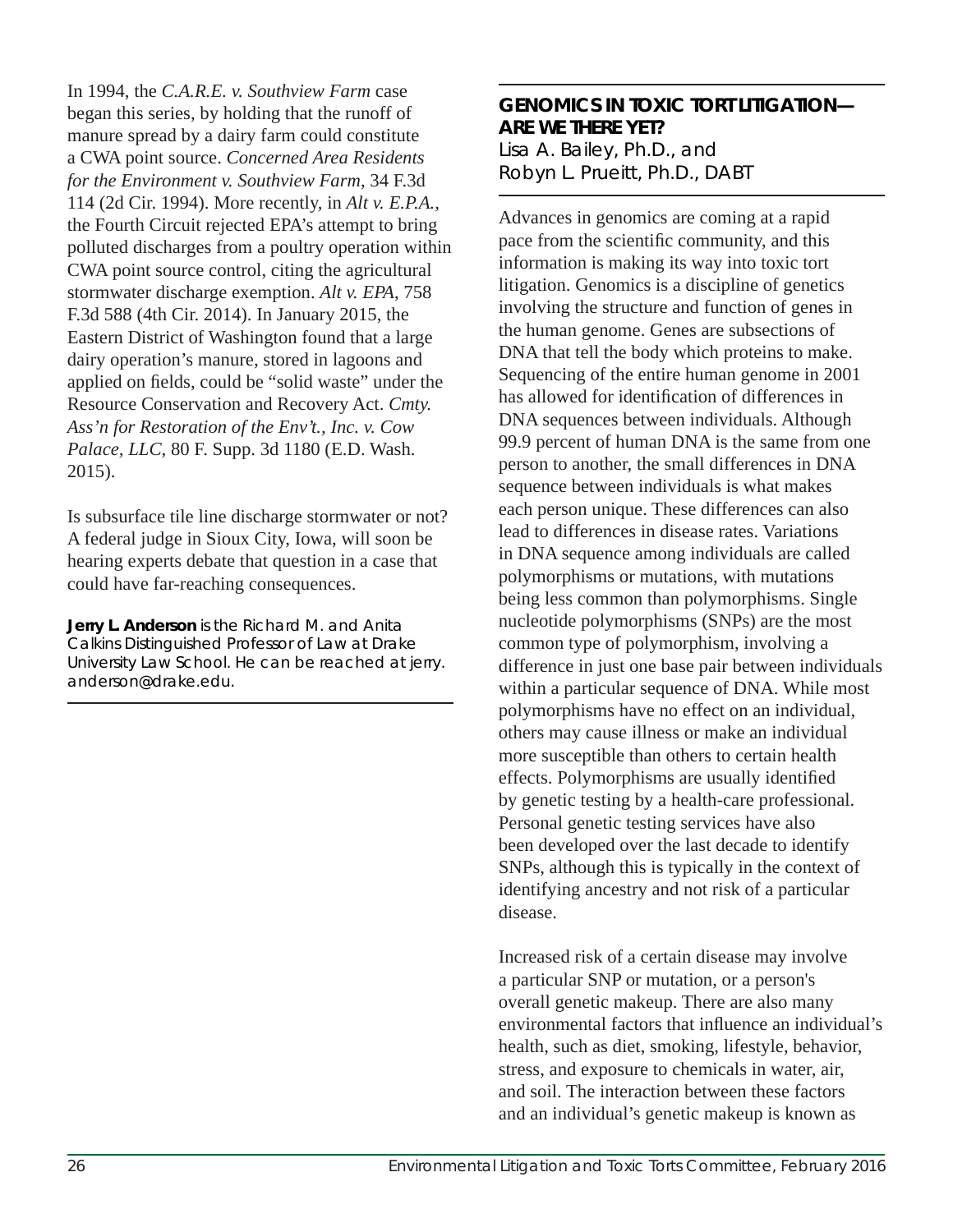In 1994, the *C.A.R.E. v. Southview Farm* case began this series, by holding that the runoff of manure spread by a dairy farm could constitute a CWA point source. *Concerned Area Residents for the Environment v. Southview Farm*, 34 F.3d 114 (2d Cir. 1994). More recently, in *Alt v. E.P.A.*, the Fourth Circuit rejected EPA's attempt to bring polluted discharges from a poultry operation within CWA point source control, citing the agricultural stormwater discharge exemption. *Alt v. EPA*, 758 F.3d 588 (4th Cir. 2014). In January 2015, the Eastern District of Washington found that a large dairy operation's manure, stored in lagoons and applied on fields, could be "solid waste" under the Resource Conservation and Recovery Act. *Cmty. Ass'n for Restoration of the Env't., Inc. v. Cow Palace, LLC*, 80 F. Supp. 3d 1180 (E.D. Wash. 2015).

Is subsurface tile line discharge stormwater or not? A federal judge in Sioux City, Iowa, will soon be hearing experts debate that question in a case that could have far-reaching consequences.

**Jerry L. Anderson** is the Richard M. and Anita Calkins Distinguished Professor of Law at Drake University Law School. He can be reached at jerry.anderson@drake.edu.

## GENOMICS IN TOXIC TORT LITIGATION—ARE WE THERE YET?

Lisa A. Bailey, Ph.D., and
Robyn L. Prueitt, Ph.D., DABT

Advances in genomics are coming at a rapid pace from the scientific community, and this information is making its way into toxic tort litigation. Genomics is a discipline of genetics involving the structure and function of genes in the human genome. Genes are subsections of DNA that tell the body which proteins to make. Sequencing of the entire human genome in 2001 has allowed for identification of differences in DNA sequences between individuals. Although 99.9 percent of human DNA is the same from one person to another, the small differences in DNA sequence between individuals is what makes each person unique. These differences can also lead to differences in disease rates. Variations in DNA sequence among individuals are called polymorphisms or mutations, with mutations being less common than polymorphisms. Single nucleotide polymorphisms (SNPs) are the most common type of polymorphism, involving a difference in just one base pair between individuals within a particular sequence of DNA. While most polymorphisms have no effect on an individual, others may cause illness or make an individual more susceptible than others to certain health effects. Polymorphisms are usually identified by genetic testing by a health-care professional. Personal genetic testing services have also been developed over the last decade to identify SNPs, although this is typically in the context of identifying ancestry and not risk of a particular disease.

Increased risk of a certain disease may involve a particular SNP or mutation, or a person's overall genetic makeup. There are also many environmental factors that influence an individual's health, such as diet, smoking, lifestyle, behavior, stress, and exposure to chemicals in water, air, and soil. The interaction between these factors and an individual's genetic makeup is known as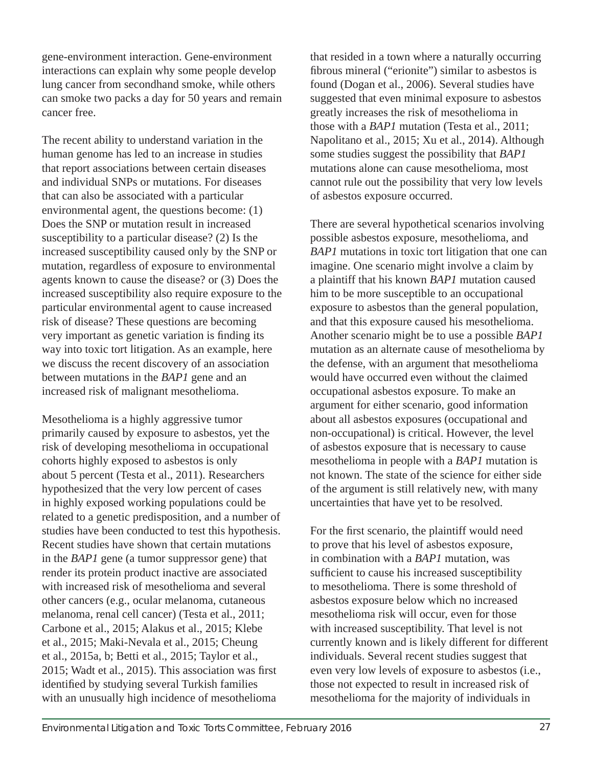gene-environment interaction. Gene-environment interactions can explain why some people develop lung cancer from secondhand smoke, while others can smoke two packs a day for 50 years and remain cancer free.

The recent ability to understand variation in the human genome has led to an increase in studies that report associations between certain diseases and individual SNPs or mutations. For diseases that can also be associated with a particular environmental agent, the questions become: (1) Does the SNP or mutation result in increased susceptibility to a particular disease? (2) Is the increased susceptibility caused only by the SNP or mutation, regardless of exposure to environmental agents known to cause the disease? or (3) Does the increased susceptibility also require exposure to the particular environmental agent to cause increased risk of disease? These questions are becoming very important as genetic variation is finding its way into toxic tort litigation. As an example, here we discuss the recent discovery of an association between mutations in the *BAP1* gene and an increased risk of malignant mesothelioma.

Mesothelioma is a highly aggressive tumor primarily caused by exposure to asbestos, yet the risk of developing mesothelioma in occupational cohorts highly exposed to asbestos is only about 5 percent (Testa et al., 2011). Researchers hypothesized that the very low percent of cases in highly exposed working populations could be related to a genetic predisposition, and a number of studies have been conducted to test this hypothesis. Recent studies have shown that certain mutations in the *BAP1* gene (a tumor suppressor gene) that render its protein product inactive are associated with increased risk of mesothelioma and several other cancers (e.g., ocular melanoma, cutaneous melanoma, renal cell cancer) (Testa et al., 2011; Carbone et al., 2015; Alakus et al., 2015; Klebe et al., 2015; Maki-Nevala et al., 2015; Cheung et al., 2015a, b; Betti et al., 2015; Taylor et al., 2015; Wadt et al., 2015). This association was first identified by studying several Turkish families with an unusually high incidence of mesothelioma that resided in a town where a naturally occurring fibrous mineral ("erionite") similar to asbestos is found (Dogan et al., 2006). Several studies have suggested that even minimal exposure to asbestos greatly increases the risk of mesothelioma in those with a *BAP1* mutation (Testa et al., 2011; Napolitano et al., 2015; Xu et al., 2014). Although some studies suggest the possibility that *BAP1* mutations alone can cause mesothelioma, most cannot rule out the possibility that very low levels of asbestos exposure occurred.

There are several hypothetical scenarios involving possible asbestos exposure, mesothelioma, and *BAP1* mutations in toxic tort litigation that one can imagine. One scenario might involve a claim by a plaintiff that his known *BAP1* mutation caused him to be more susceptible to an occupational exposure to asbestos than the general population, and that this exposure caused his mesothelioma. Another scenario might be to use a possible *BAP1* mutation as an alternate cause of mesothelioma by the defense, with an argument that mesothelioma would have occurred even without the claimed occupational asbestos exposure. To make an argument for either scenario, good information about all asbestos exposures (occupational and non-occupational) is critical. However, the level of asbestos exposure that is necessary to cause mesothelioma in people with a *BAP1* mutation is not known. The state of the science for either side of the argument is still relatively new, with many uncertainties that have yet to be resolved.

For the first scenario, the plaintiff would need to prove that his level of asbestos exposure, in combination with a *BAP1* mutation, was sufficient to cause his increased susceptibility to mesothelioma. There is some threshold of asbestos exposure below which no increased mesothelioma risk will occur, even for those with increased susceptibility. That level is not currently known and is likely different for different individuals. Several recent studies suggest that even very low levels of exposure to asbestos (i.e., those not expected to result in increased risk of mesothelioma for the majority of individuals in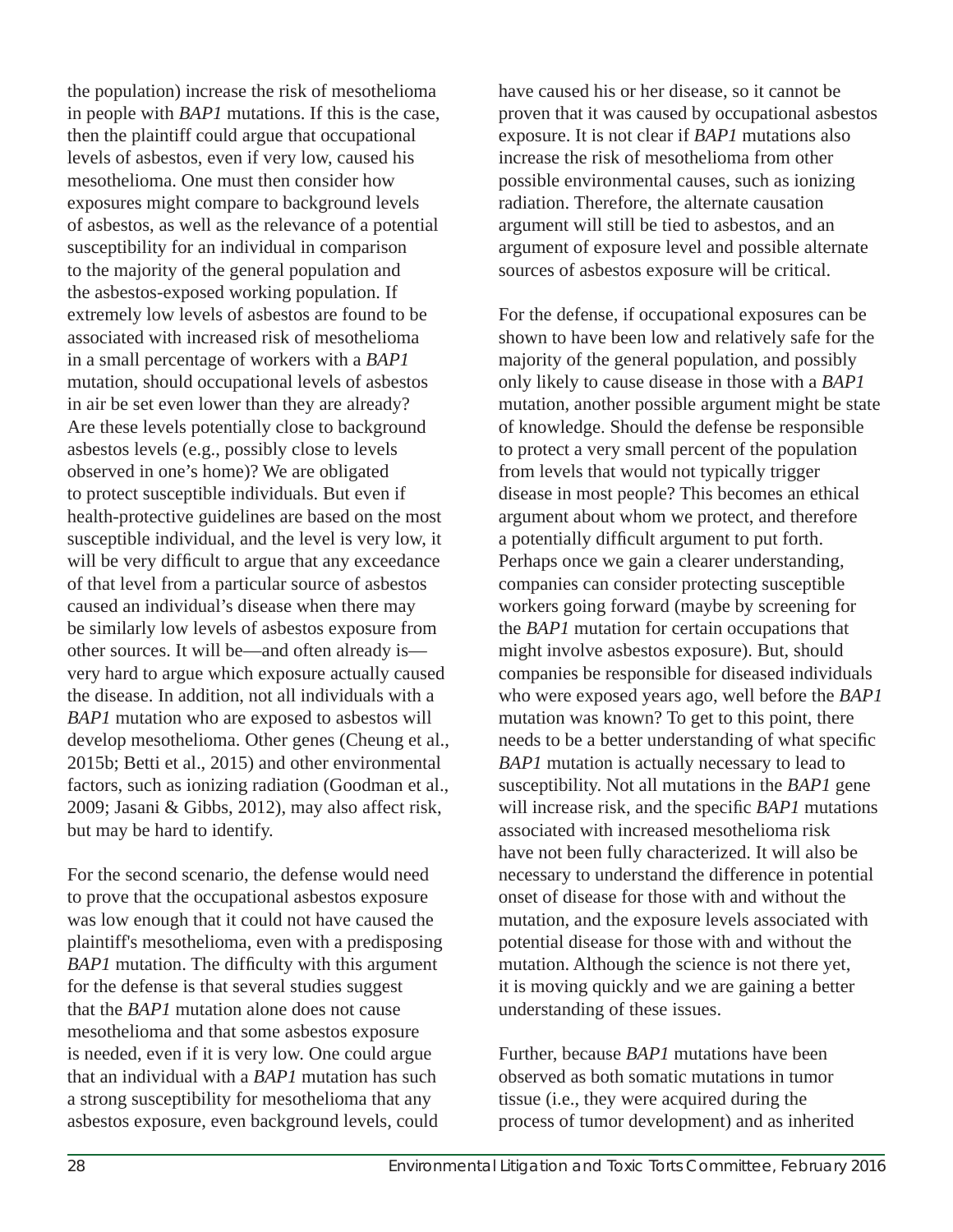the population) increase the risk of mesothelioma in people with *BAP1* mutations. If this is the case, then the plaintiff could argue that occupational levels of asbestos, even if very low, caused his mesothelioma. One must then consider how exposures might compare to background levels of asbestos, as well as the relevance of a potential susceptibility for an individual in comparison to the majority of the general population and the asbestos-exposed working population. If extremely low levels of asbestos are found to be associated with increased risk of mesothelioma in a small percentage of workers with a *BAP1* mutation, should occupational levels of asbestos in air be set even lower than they are already? Are these levels potentially close to background asbestos levels (e.g., possibly close to levels observed in one's home)? We are obligated to protect susceptible individuals. But even if health-protective guidelines are based on the most susceptible individual, and the level is very low, it will be very difficult to argue that any exceedance of that level from a particular source of asbestos caused an individual's disease when there may be similarly low levels of asbestos exposure from other sources. It will be—and often already is—very hard to argue which exposure actually caused the disease. In addition, not all individuals with a *BAP1* mutation who are exposed to asbestos will develop mesothelioma. Other genes (Cheung et al., 2015b; Betti et al., 2015) and other environmental factors, such as ionizing radiation (Goodman et al., 2009; Jasani & Gibbs, 2012), may also affect risk, but may be hard to identify.

For the second scenario, the defense would need to prove that the occupational asbestos exposure was low enough that it could not have caused the plaintiff's mesothelioma, even with a predisposing *BAP1* mutation. The difficulty with this argument for the defense is that several studies suggest that the *BAP1* mutation alone does not cause mesothelioma and that some asbestos exposure is needed, even if it is very low. One could argue that an individual with a *BAP1* mutation has such a strong susceptibility for mesothelioma that any asbestos exposure, even background levels, could have caused his or her disease, so it cannot be proven that it was caused by occupational asbestos exposure. It is not clear if *BAP1* mutations also increase the risk of mesothelioma from other possible environmental causes, such as ionizing radiation. Therefore, the alternate causation argument will still be tied to asbestos, and an argument of exposure level and possible alternate sources of asbestos exposure will be critical.

For the defense, if occupational exposures can be shown to have been low and relatively safe for the majority of the general population, and possibly only likely to cause disease in those with a *BAP1* mutation, another possible argument might be state of knowledge. Should the defense be responsible to protect a very small percent of the population from levels that would not typically trigger disease in most people? This becomes an ethical argument about whom we protect, and therefore a potentially difficult argument to put forth. Perhaps once we gain a clearer understanding, companies can consider protecting susceptible workers going forward (maybe by screening for the *BAP1* mutation for certain occupations that might involve asbestos exposure). But, should companies be responsible for diseased individuals who were exposed years ago, well before the *BAP1* mutation was known? To get to this point, there needs to be a better understanding of what specific *BAP1* mutation is actually necessary to lead to susceptibility. Not all mutations in the *BAP1* gene will increase risk, and the specific *BAP1* mutations associated with increased mesothelioma risk have not been fully characterized. It will also be necessary to understand the difference in potential onset of disease for those with and without the mutation, and the exposure levels associated with potential disease for those with and without the mutation. Although the science is not there yet, it is moving quickly and we are gaining a better understanding of these issues.

Further, because *BAP1* mutations have been observed as both somatic mutations in tumor tissue (i.e., they were acquired during the process of tumor development) and as inherited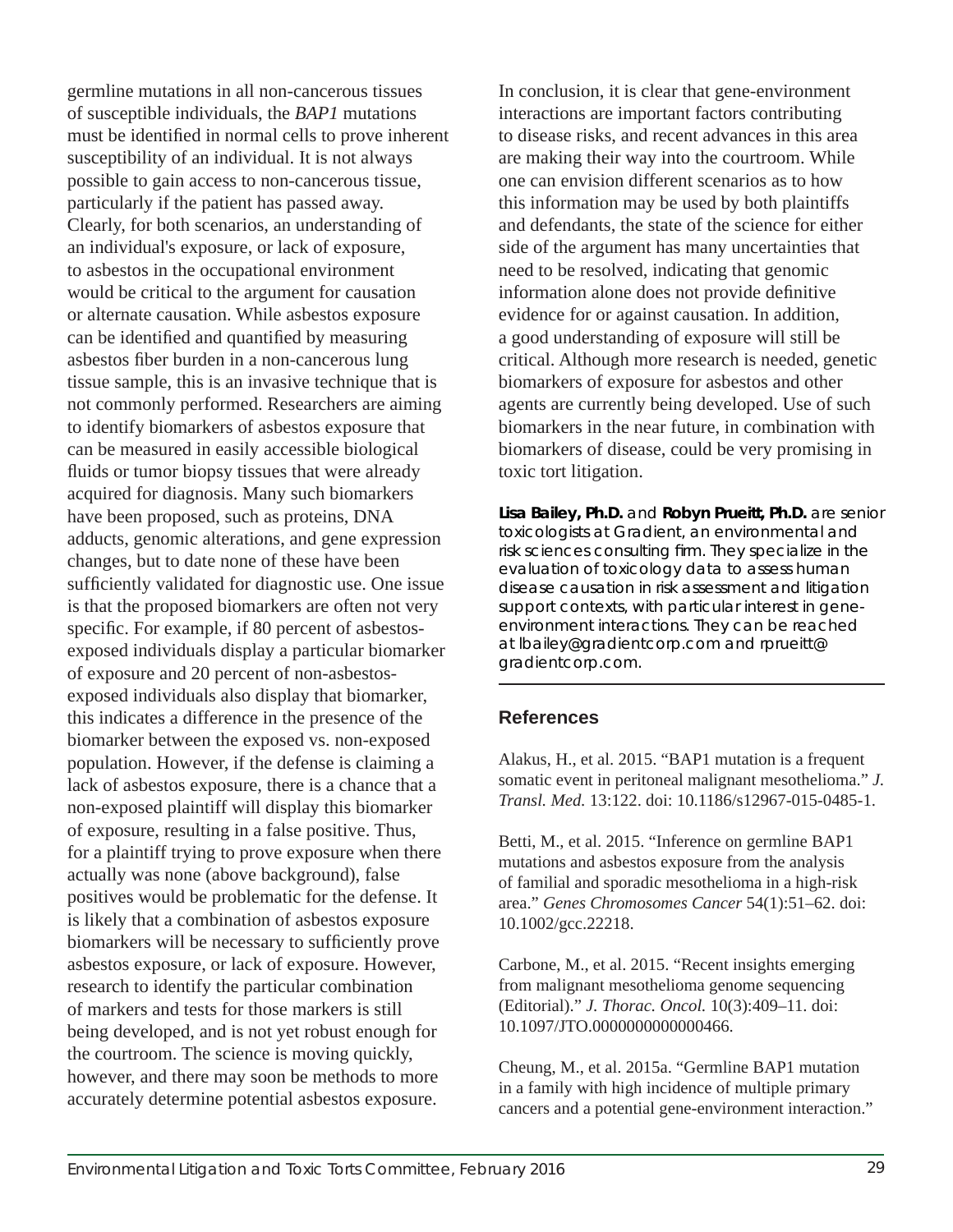germline mutations in all non-cancerous tissues of susceptible individuals, the *BAP1* mutations must be identified in normal cells to prove inherent susceptibility of an individual. It is not always possible to gain access to non-cancerous tissue, particularly if the patient has passed away. Clearly, for both scenarios, an understanding of an individual's exposure, or lack of exposure, to asbestos in the occupational environment would be critical to the argument for causation or alternate causation. While asbestos exposure can be identified and quantified by measuring asbestos fiber burden in a non-cancerous lung tissue sample, this is an invasive technique that is not commonly performed. Researchers are aiming to identify biomarkers of asbestos exposure that can be measured in easily accessible biological fluids or tumor biopsy tissues that were already acquired for diagnosis. Many such biomarkers have been proposed, such as proteins, DNA adducts, genomic alterations, and gene expression changes, but to date none of these have been sufficiently validated for diagnostic use. One issue is that the proposed biomarkers are often not very specific. For example, if 80 percent of asbestos-exposed individuals display a particular biomarker of exposure and 20 percent of non-asbestos-exposed individuals also display that biomarker, this indicates a difference in the presence of the biomarker between the exposed vs. non-exposed population. However, if the defense is claiming a lack of asbestos exposure, there is a chance that a non-exposed plaintiff will display this biomarker of exposure, resulting in a false positive. Thus, for a plaintiff trying to prove exposure when there actually was none (above background), false positives would be problematic for the defense. It is likely that a combination of asbestos exposure biomarkers will be necessary to sufficiently prove asbestos exposure, or lack of exposure. However, research to identify the particular combination of markers and tests for those markers is still being developed, and is not yet robust enough for the courtroom. The science is moving quickly, however, and there may soon be methods to more accurately determine potential asbestos exposure.

In conclusion, it is clear that gene-environment interactions are important factors contributing to disease risks, and recent advances in this area are making their way into the courtroom. While one can envision different scenarios as to how this information may be used by both plaintiffs and defendants, the state of the science for either side of the argument has many uncertainties that need to be resolved, indicating that genomic information alone does not provide definitive evidence for or against causation. In addition, a good understanding of exposure will still be critical. Although more research is needed, genetic biomarkers of exposure for asbestos and other agents are currently being developed. Use of such biomarkers in the near future, in combination with biomarkers of disease, could be very promising in toxic tort litigation.

**Lisa Bailey, Ph.D.** and **Robyn Prueitt, Ph.D.** are senior toxicologists at Gradient, an environmental and risk sciences consulting firm. They specialize in the evaluation of toxicology data to assess human disease causation in risk assessment and litigation support contexts, with particular interest in gene-environment interactions. They can be reached at lbailey@gradientcorp.com and rprueitt@gradientcorp.com.

## References

Alakus, H., et al. 2015. "BAP1 mutation is a frequent somatic event in peritoneal malignant mesothelioma." *J. Transl. Med.* 13:122. doi: 10.1186/s12967-015-0485-1.

Betti, M., et al. 2015. "Inference on germline BAP1 mutations and asbestos exposure from the analysis of familial and sporadic mesothelioma in a high-risk area." *Genes Chromosomes Cancer* 54(1):51–62. doi: 10.1002/gcc.22218.

Carbone, M., et al. 2015. "Recent insights emerging from malignant mesothelioma genome sequencing (Editorial)." *J. Thorac. Oncol.* 10(3):409–11. doi: 10.1097/JTO.0000000000000466.

Cheung, M., et al. 2015a. "Germline BAP1 mutation in a family with high incidence of multiple primary cancers and a potential gene-environment interaction."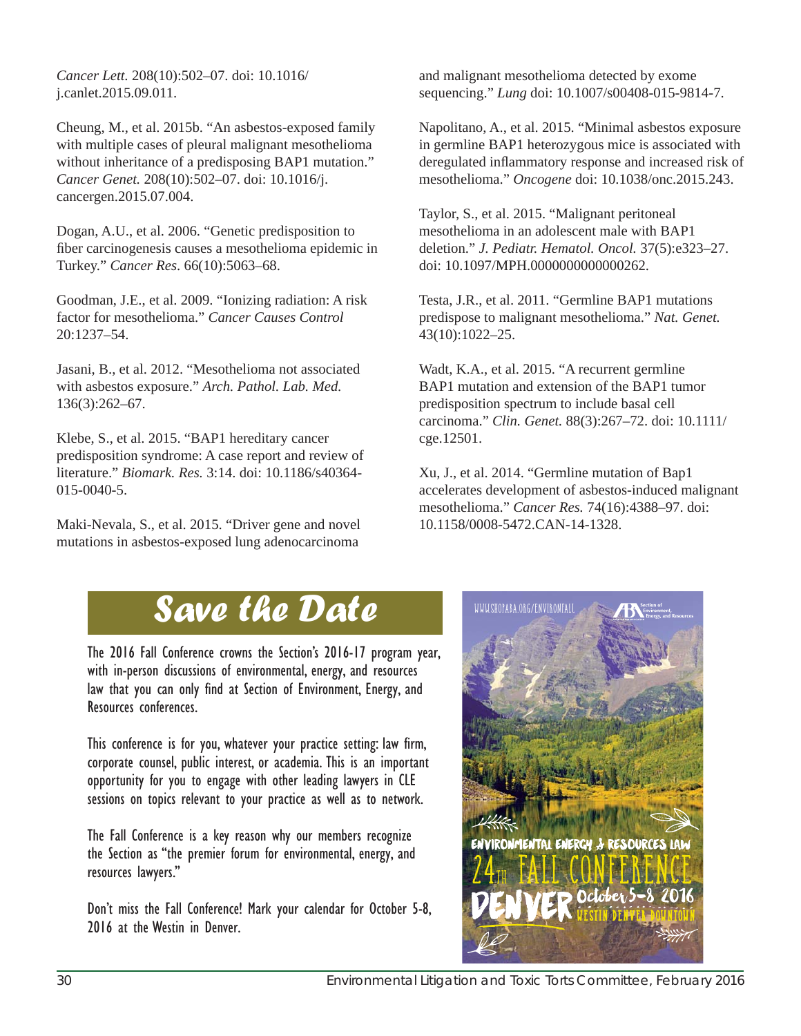*Cancer Lett.* 208(10):502–07. doi: 10.1016/j.canlet.2015.09.011.

Cheung, M., et al. 2015b. "An asbestos-exposed family with multiple cases of pleural malignant mesothelioma without inheritance of a predisposing BAP1 mutation." *Cancer Genet.* 208(10):502–07. doi: 10.1016/j.cancergen.2015.07.004.

Dogan, A.U., et al. 2006. "Genetic predisposition to fiber carcinogenesis causes a mesothelioma epidemic in Turkey." *Cancer Res*. 66(10):5063–68.

Goodman, J.E., et al. 2009. "Ionizing radiation: A risk factor for mesothelioma." *Cancer Causes Control* 20:1237–54.

Jasani, B., et al. 2012. "Mesothelioma not associated with asbestos exposure." *Arch. Pathol. Lab. Med.* 136(3):262–67.

Klebe, S., et al. 2015. "BAP1 hereditary cancer predisposition syndrome: A case report and review of literature." *Biomark. Res.* 3:14. doi: 10.1186/s40364-015-0040-5.

Maki-Nevala, S., et al. 2015. "Driver gene and novel mutations in asbestos-exposed lung adenocarcinoma and malignant mesothelioma detected by exome sequencing." *Lung* doi: 10.1007/s00408-015-9814-7.

Napolitano, A., et al. 2015. "Minimal asbestos exposure in germline BAP1 heterozygous mice is associated with deregulated inflammatory response and increased risk of mesothelioma." *Oncogene* doi: 10.1038/onc.2015.243.

Taylor, S., et al. 2015. "Malignant peritoneal mesothelioma in an adolescent male with BAP1 deletion." *J. Pediatr. Hematol. Oncol.* 37(5):e323–27. doi: 10.1097/MPH.0000000000000262.

Testa, J.R., et al. 2011. "Germline BAP1 mutations predispose to malignant mesothelioma." *Nat. Genet.* 43(10):1022–25.

Wadt, K.A., et al. 2015. "A recurrent germline BAP1 mutation and extension of the BAP1 tumor predisposition spectrum to include basal cell carcinoma." *Clin. Genet.* 88(3):267–72. doi: 10.1111/cge.12501.

Xu, J., et al. 2014. "Germline mutation of Bap1 accelerates development of asbestos-induced malignant mesothelioma." *Cancer Res.* 74(16):4388–97. doi: 10.1158/0008-5472.CAN-14-1328.

# Save the Date

The 2016 Fall Conference crowns the Section's 2016-17 program year, with in-person discussions of environmental, energy, and resources law that you can only find at Section of Environment, Energy, and Resources conferences.

This conference is for you, whatever your practice setting: law firm, corporate counsel, public interest, or academia. This is an important opportunity for you to engage with other leading lawyers in CLE sessions on topics relevant to your practice as well as to network.

The Fall Conference is a key reason why our members recognize the Section as "the premier forum for environmental, energy, and resources lawyers."

Don't miss the Fall Conference! Mark your calendar for October 5-8, 2016 at the Westin in Denver.

WWW.SHOPABA.ORG/ENVIRONFALL

Section of Environment, Energy, and Resources

ENVIRONMENTAL ENERGY & RESOURCES LAW

24TH FALL CONFERENCE

DENVER October 5–8 2016

WESTIN DENVER DOWNTOWN